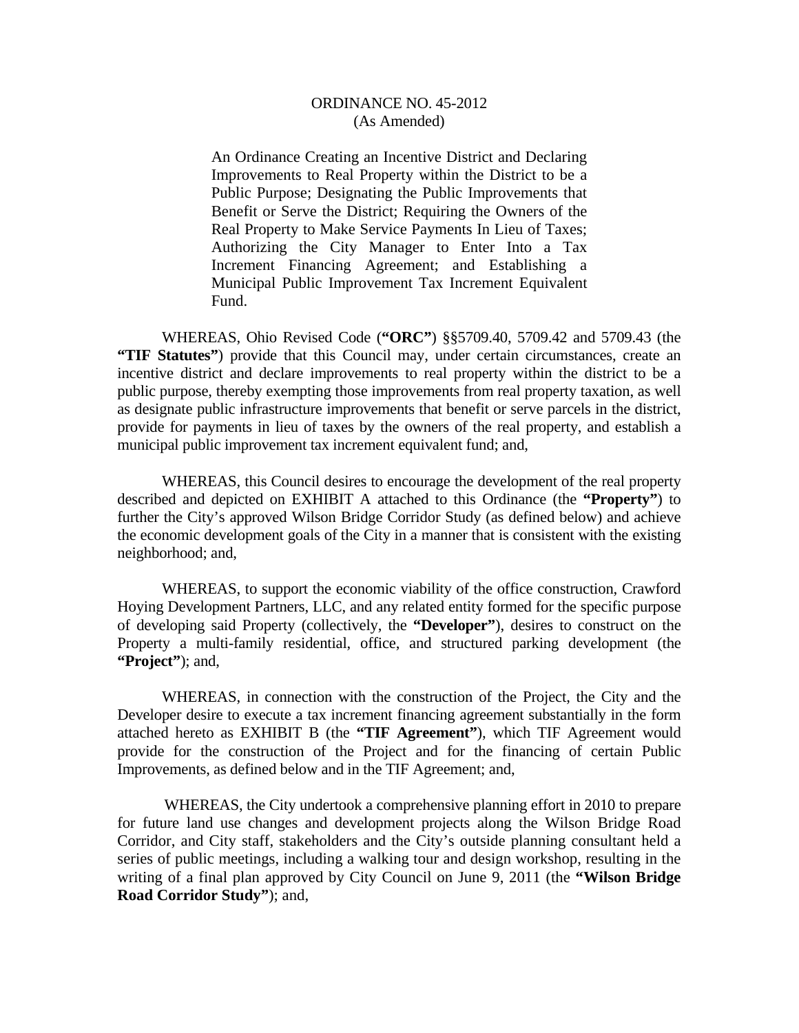# ORDINANCE NO. 45-2012
(As Amended)

An Ordinance Creating an Incentive District and Declaring Improvements to Real Property within the District to be a Public Purpose; Designating the Public Improvements that Benefit or Serve the District; Requiring the Owners of the Real Property to Make Service Payments In Lieu of Taxes; Authorizing the City Manager to Enter Into a Tax Increment Financing Agreement; and Establishing a Municipal Public Improvement Tax Increment Equivalent Fund.

WHEREAS, Ohio Revised Code (**"ORC"**) §§5709.40, 5709.42 and 5709.43 (the **"TIF Statutes"**) provide that this Council may, under certain circumstances, create an incentive district and declare improvements to real property within the district to be a public purpose, thereby exempting those improvements from real property taxation, as well as designate public infrastructure improvements that benefit or serve parcels in the district, provide for payments in lieu of taxes by the owners of the real property, and establish a municipal public improvement tax increment equivalent fund; and,

WHEREAS, this Council desires to encourage the development of the real property described and depicted on EXHIBIT A attached to this Ordinance (the **"Property"**) to further the City's approved Wilson Bridge Corridor Study (as defined below) and achieve the economic development goals of the City in a manner that is consistent with the existing neighborhood; and,

WHEREAS, to support the economic viability of the office construction, Crawford Hoying Development Partners, LLC, and any related entity formed for the specific purpose of developing said Property (collectively, the **"Developer"**), desires to construct on the Property a multi-family residential, office, and structured parking development (the **"Project"**); and,

WHEREAS, in connection with the construction of the Project, the City and the Developer desire to execute a tax increment financing agreement substantially in the form attached hereto as EXHIBIT B (the **"TIF Agreement"**), which TIF Agreement would provide for the construction of the Project and for the financing of certain Public Improvements, as defined below and in the TIF Agreement; and,

WHEREAS, the City undertook a comprehensive planning effort in 2010 to prepare for future land use changes and development projects along the Wilson Bridge Road Corridor, and City staff, stakeholders and the City's outside planning consultant held a series of public meetings, including a walking tour and design workshop, resulting in the writing of a final plan approved by City Council on June 9, 2011 (the **"Wilson Bridge Road Corridor Study"**); and,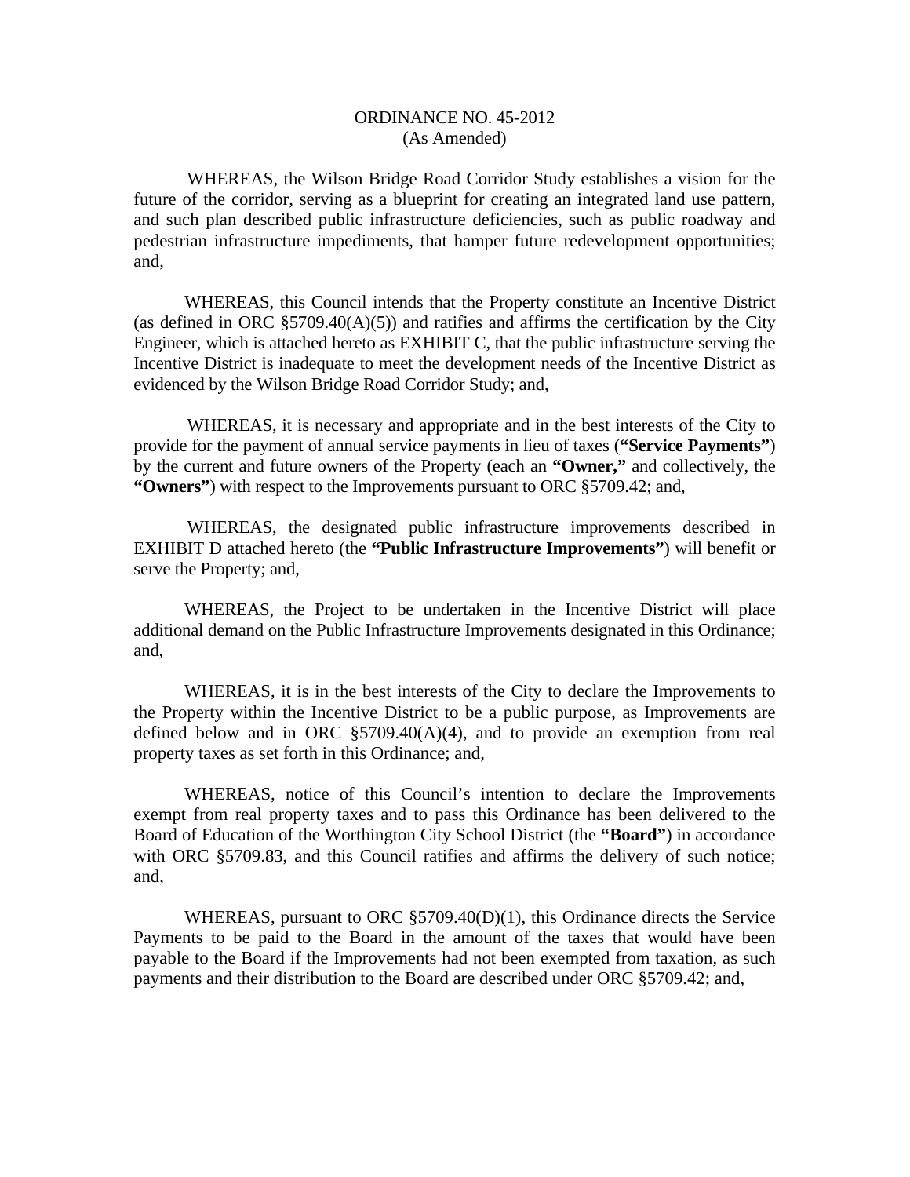ORDINANCE NO. 45-2012
(As Amended)

WHEREAS, the Wilson Bridge Road Corridor Study establishes a vision for the future of the corridor, serving as a blueprint for creating an integrated land use pattern, and such plan described public infrastructure deficiencies, such as public roadway and pedestrian infrastructure impediments, that hamper future redevelopment opportunities; and,

WHEREAS, this Council intends that the Property constitute an Incentive District (as defined in ORC §5709.40(A)(5)) and ratifies and affirms the certification by the City Engineer, which is attached hereto as EXHIBIT C, that the public infrastructure serving the Incentive District is inadequate to meet the development needs of the Incentive District as evidenced by the Wilson Bridge Road Corridor Study; and,

WHEREAS, it is necessary and appropriate and in the best interests of the City to provide for the payment of annual service payments in lieu of taxes (**"Service Payments"**) by the current and future owners of the Property (each an **"Owner,"** and collectively, the **"Owners"**) with respect to the Improvements pursuant to ORC §5709.42; and,

WHEREAS, the designated public infrastructure improvements described in EXHIBIT D attached hereto (the **"Public Infrastructure Improvements"**) will benefit or serve the Property; and,

WHEREAS, the Project to be undertaken in the Incentive District will place additional demand on the Public Infrastructure Improvements designated in this Ordinance; and,

WHEREAS, it is in the best interests of the City to declare the Improvements to the Property within the Incentive District to be a public purpose, as Improvements are defined below and in ORC §5709.40(A)(4), and to provide an exemption from real property taxes as set forth in this Ordinance; and,

WHEREAS, notice of this Council's intention to declare the Improvements exempt from real property taxes and to pass this Ordinance has been delivered to the Board of Education of the Worthington City School District (the **"Board"**) in accordance with ORC §5709.83, and this Council ratifies and affirms the delivery of such notice; and,

WHEREAS, pursuant to ORC §5709.40(D)(1), this Ordinance directs the Service Payments to be paid to the Board in the amount of the taxes that would have been payable to the Board if the Improvements had not been exempted from taxation, as such payments and their distribution to the Board are described under ORC §5709.42; and,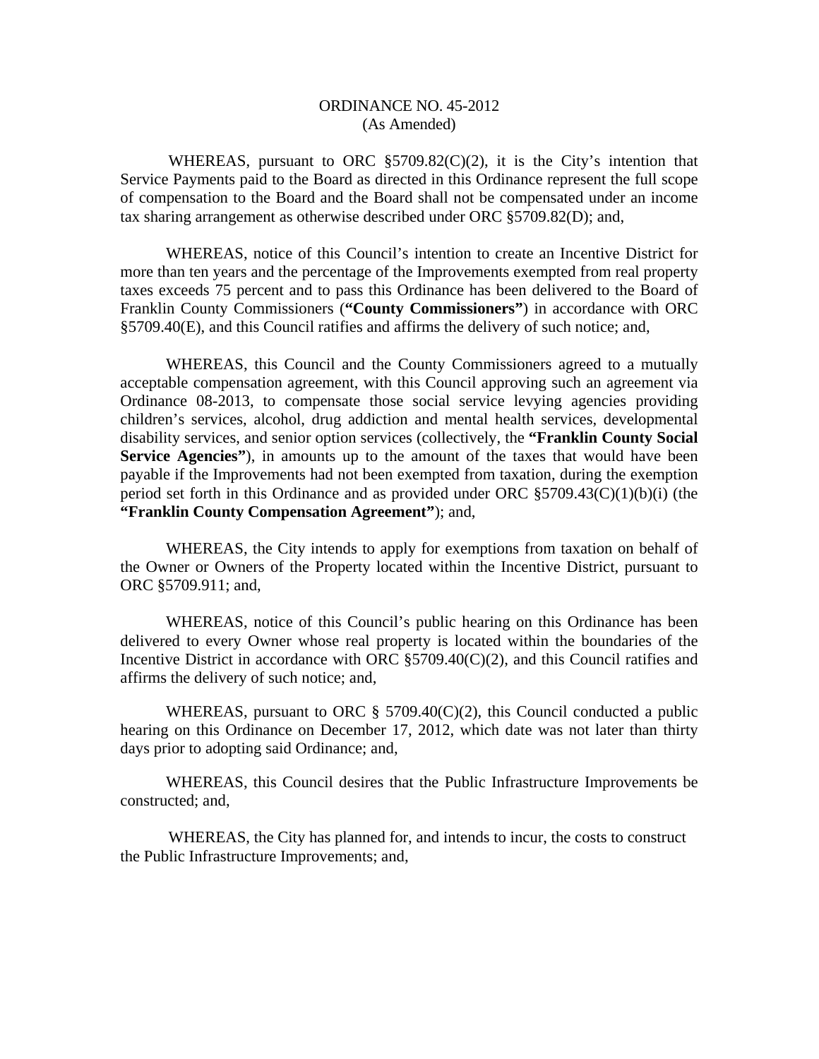ORDINANCE NO. 45-2012
(As Amended)

WHEREAS, pursuant to ORC §5709.82(C)(2), it is the City's intention that Service Payments paid to the Board as directed in this Ordinance represent the full scope of compensation to the Board and the Board shall not be compensated under an income tax sharing arrangement as otherwise described under ORC §5709.82(D); and,

WHEREAS, notice of this Council's intention to create an Incentive District for more than ten years and the percentage of the Improvements exempted from real property taxes exceeds 75 percent and to pass this Ordinance has been delivered to the Board of Franklin County Commissioners (**"County Commissioners"**) in accordance with ORC §5709.40(E), and this Council ratifies and affirms the delivery of such notice; and,

WHEREAS, this Council and the County Commissioners agreed to a mutually acceptable compensation agreement, with this Council approving such an agreement via Ordinance 08-2013, to compensate those social service levying agencies providing children's services, alcohol, drug addiction and mental health services, developmental disability services, and senior option services (collectively, the **"Franklin County Social Service Agencies"**), in amounts up to the amount of the taxes that would have been payable if the Improvements had not been exempted from taxation, during the exemption period set forth in this Ordinance and as provided under ORC §5709.43(C)(1)(b)(i) (the **"Franklin County Compensation Agreement"**); and,

WHEREAS, the City intends to apply for exemptions from taxation on behalf of the Owner or Owners of the Property located within the Incentive District, pursuant to ORC §5709.911; and,

WHEREAS, notice of this Council's public hearing on this Ordinance has been delivered to every Owner whose real property is located within the boundaries of the Incentive District in accordance with ORC §5709.40(C)(2), and this Council ratifies and affirms the delivery of such notice; and,

WHEREAS, pursuant to ORC § 5709.40(C)(2), this Council conducted a public hearing on this Ordinance on December 17, 2012, which date was not later than thirty days prior to adopting said Ordinance; and,

WHEREAS, this Council desires that the Public Infrastructure Improvements be constructed; and,

WHEREAS, the City has planned for, and intends to incur, the costs to construct the Public Infrastructure Improvements; and,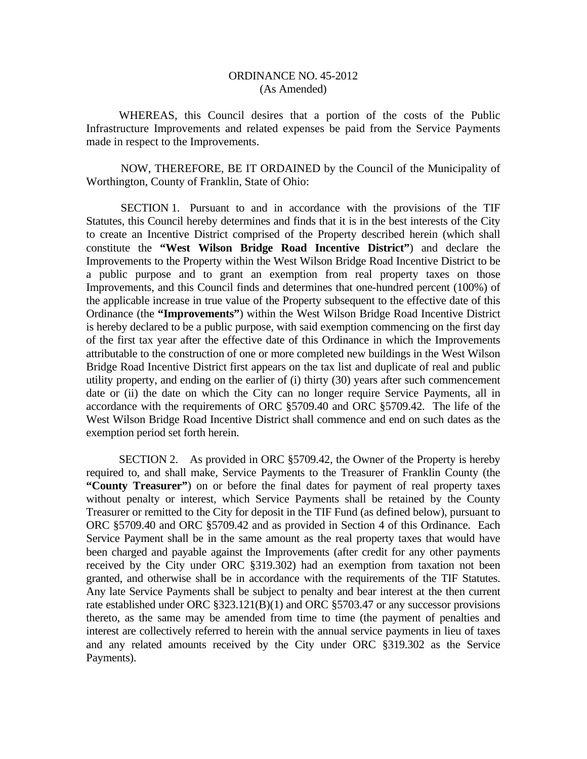ORDINANCE NO. 45-2012
(As Amended)

WHEREAS, this Council desires that a portion of the costs of the Public Infrastructure Improvements and related expenses be paid from the Service Payments made in respect to the Improvements.

NOW, THEREFORE, BE IT ORDAINED by the Council of the Municipality of Worthington, County of Franklin, State of Ohio:

SECTION 1. Pursuant to and in accordance with the provisions of the TIF Statutes, this Council hereby determines and finds that it is in the best interests of the City to create an Incentive District comprised of the Property described herein (which shall constitute the **"West Wilson Bridge Road Incentive District"**) and declare the Improvements to the Property within the West Wilson Bridge Road Incentive District to be a public purpose and to grant an exemption from real property taxes on those Improvements, and this Council finds and determines that one-hundred percent (100%) of the applicable increase in true value of the Property subsequent to the effective date of this Ordinance (the **"Improvements"**) within the West Wilson Bridge Road Incentive District is hereby declared to be a public purpose, with said exemption commencing on the first day of the first tax year after the effective date of this Ordinance in which the Improvements attributable to the construction of one or more completed new buildings in the West Wilson Bridge Road Incentive District first appears on the tax list and duplicate of real and public utility property, and ending on the earlier of (i) thirty (30) years after such commencement date or (ii) the date on which the City can no longer require Service Payments, all in accordance with the requirements of ORC §5709.40 and ORC §5709.42. The life of the West Wilson Bridge Road Incentive District shall commence and end on such dates as the exemption period set forth herein.

SECTION 2. As provided in ORC §5709.42, the Owner of the Property is hereby required to, and shall make, Service Payments to the Treasurer of Franklin County (the **"County Treasurer"**) on or before the final dates for payment of real property taxes without penalty or interest, which Service Payments shall be retained by the County Treasurer or remitted to the City for deposit in the TIF Fund (as defined below), pursuant to ORC §5709.40 and ORC §5709.42 and as provided in Section 4 of this Ordinance. Each Service Payment shall be in the same amount as the real property taxes that would have been charged and payable against the Improvements (after credit for any other payments received by the City under ORC §319.302) had an exemption from taxation not been granted, and otherwise shall be in accordance with the requirements of the TIF Statutes. Any late Service Payments shall be subject to penalty and bear interest at the then current rate established under ORC §323.121(B)(1) and ORC §5703.47 or any successor provisions thereto, as the same may be amended from time to time (the payment of penalties and interest are collectively referred to herein with the annual service payments in lieu of taxes and any related amounts received by the City under ORC §319.302 as the Service Payments).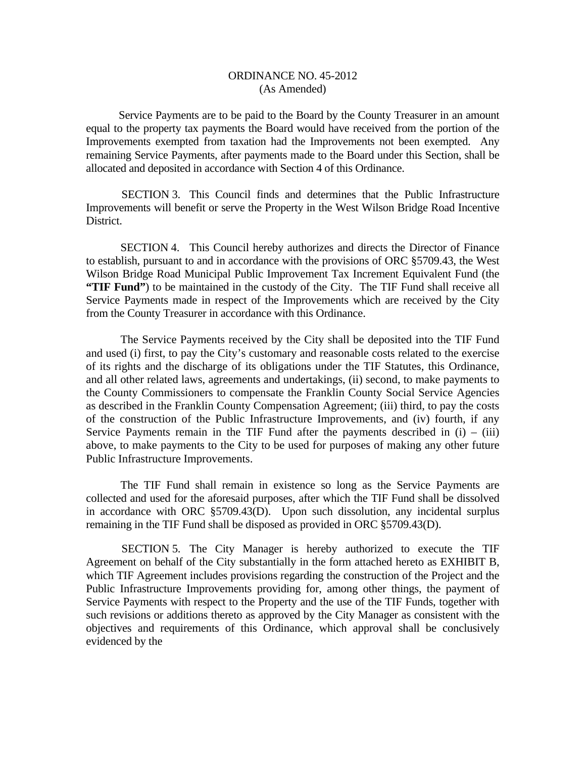ORDINANCE NO. 45-2012
(As Amended)

Service Payments are to be paid to the Board by the County Treasurer in an amount equal to the property tax payments the Board would have received from the portion of the Improvements exempted from taxation had the Improvements not been exempted. Any remaining Service Payments, after payments made to the Board under this Section, shall be allocated and deposited in accordance with Section 4 of this Ordinance.

SECTION 3. This Council finds and determines that the Public Infrastructure Improvements will benefit or serve the Property in the West Wilson Bridge Road Incentive District.

SECTION 4. This Council hereby authorizes and directs the Director of Finance to establish, pursuant to and in accordance with the provisions of ORC §5709.43, the West Wilson Bridge Road Municipal Public Improvement Tax Increment Equivalent Fund (the **"TIF Fund"**) to be maintained in the custody of the City. The TIF Fund shall receive all Service Payments made in respect of the Improvements which are received by the City from the County Treasurer in accordance with this Ordinance.

The Service Payments received by the City shall be deposited into the TIF Fund and used (i) first, to pay the City's customary and reasonable costs related to the exercise of its rights and the discharge of its obligations under the TIF Statutes, this Ordinance, and all other related laws, agreements and undertakings, (ii) second, to make payments to the County Commissioners to compensate the Franklin County Social Service Agencies as described in the Franklin County Compensation Agreement; (iii) third, to pay the costs of the construction of the Public Infrastructure Improvements, and (iv) fourth, if any Service Payments remain in the TIF Fund after the payments described in (i) – (iii) above, to make payments to the City to be used for purposes of making any other future Public Infrastructure Improvements.

The TIF Fund shall remain in existence so long as the Service Payments are collected and used for the aforesaid purposes, after which the TIF Fund shall be dissolved in accordance with ORC §5709.43(D). Upon such dissolution, any incidental surplus remaining in the TIF Fund shall be disposed as provided in ORC §5709.43(D).

SECTION 5. The City Manager is hereby authorized to execute the TIF Agreement on behalf of the City substantially in the form attached hereto as EXHIBIT B, which TIF Agreement includes provisions regarding the construction of the Project and the Public Infrastructure Improvements providing for, among other things, the payment of Service Payments with respect to the Property and the use of the TIF Funds, together with such revisions or additions thereto as approved by the City Manager as consistent with the objectives and requirements of this Ordinance, which approval shall be conclusively evidenced by the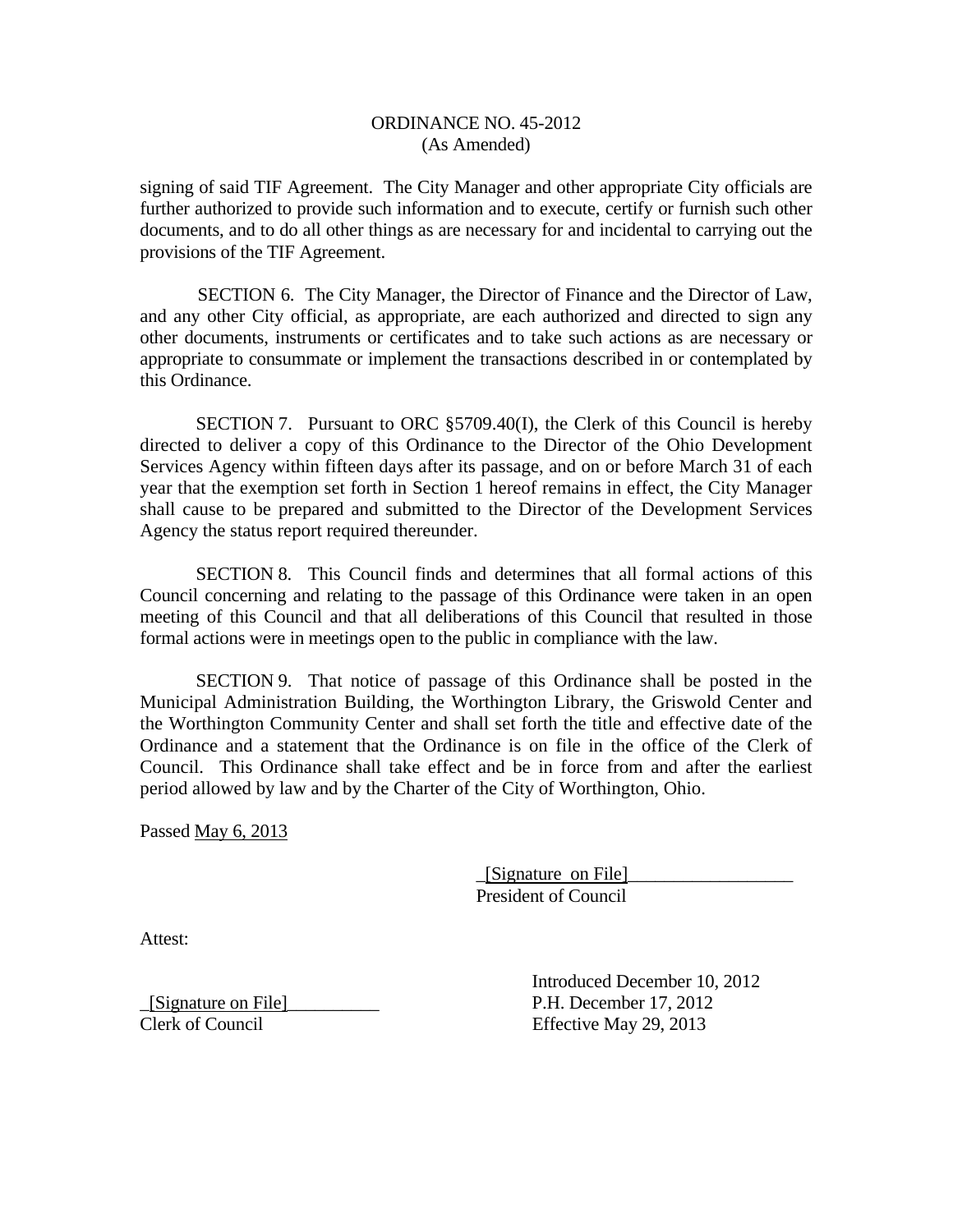ORDINANCE NO. 45-2012
(As Amended)

signing of said TIF Agreement. The City Manager and other appropriate City officials are further authorized to provide such information and to execute, certify or furnish such other documents, and to do all other things as are necessary for and incidental to carrying out the provisions of the TIF Agreement.

SECTION 6. The City Manager, the Director of Finance and the Director of Law, and any other City official, as appropriate, are each authorized and directed to sign any other documents, instruments or certificates and to take such actions as are necessary or appropriate to consummate or implement the transactions described in or contemplated by this Ordinance.

SECTION 7. Pursuant to ORC §5709.40(I), the Clerk of this Council is hereby directed to deliver a copy of this Ordinance to the Director of the Ohio Development Services Agency within fifteen days after its passage, and on or before March 31 of each year that the exemption set forth in Section 1 hereof remains in effect, the City Manager shall cause to be prepared and submitted to the Director of the Development Services Agency the status report required thereunder.

SECTION 8. This Council finds and determines that all formal actions of this Council concerning and relating to the passage of this Ordinance were taken in an open meeting of this Council and that all deliberations of this Council that resulted in those formal actions were in meetings open to the public in compliance with the law.

SECTION 9. That notice of passage of this Ordinance shall be posted in the Municipal Administration Building, the Worthington Library, the Griswold Center and the Worthington Community Center and shall set forth the title and effective date of the Ordinance and a statement that the Ordinance is on file in the office of the Clerk of Council. This Ordinance shall take effect and be in force from and after the earliest period allowed by law and by the Charter of the City of Worthington, Ohio.

Passed May 6, 2013

_[Signature on File]__________________
President of Council

Attest:

_[Signature on File]__________
Clerk of Council

Introduced December 10, 2012
P.H. December 17, 2012
Effective May 29, 2013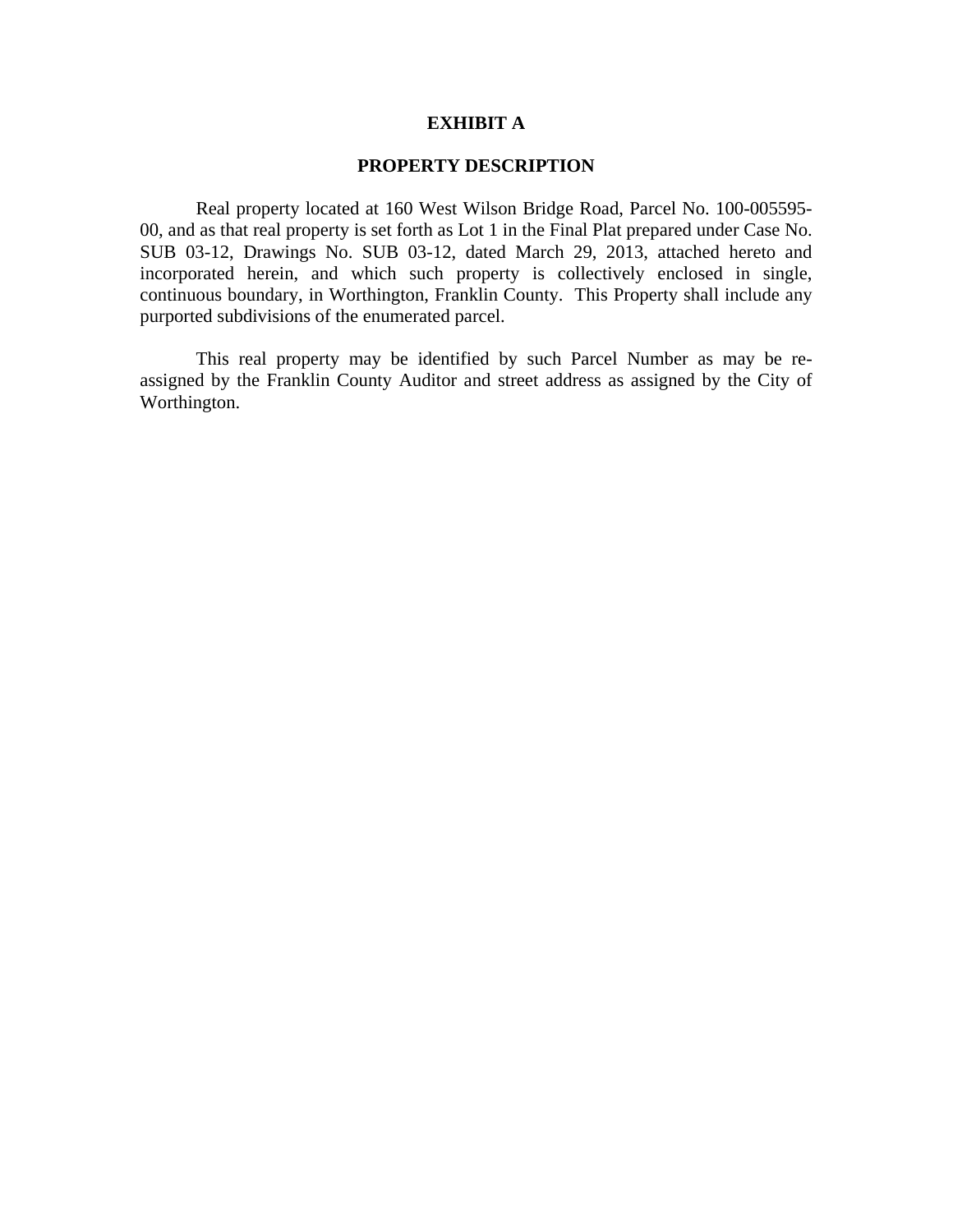## EXHIBIT A

## PROPERTY DESCRIPTION

Real property located at 160 West Wilson Bridge Road, Parcel No. 100-005595-00, and as that real property is set forth as Lot 1 in the Final Plat prepared under Case No. SUB 03-12, Drawings No. SUB 03-12, dated March 29, 2013, attached hereto and incorporated herein, and which such property is collectively enclosed in single, continuous boundary, in Worthington, Franklin County. This Property shall include any purported subdivisions of the enumerated parcel.

This real property may be identified by such Parcel Number as may be re-assigned by the Franklin County Auditor and street address as assigned by the City of Worthington.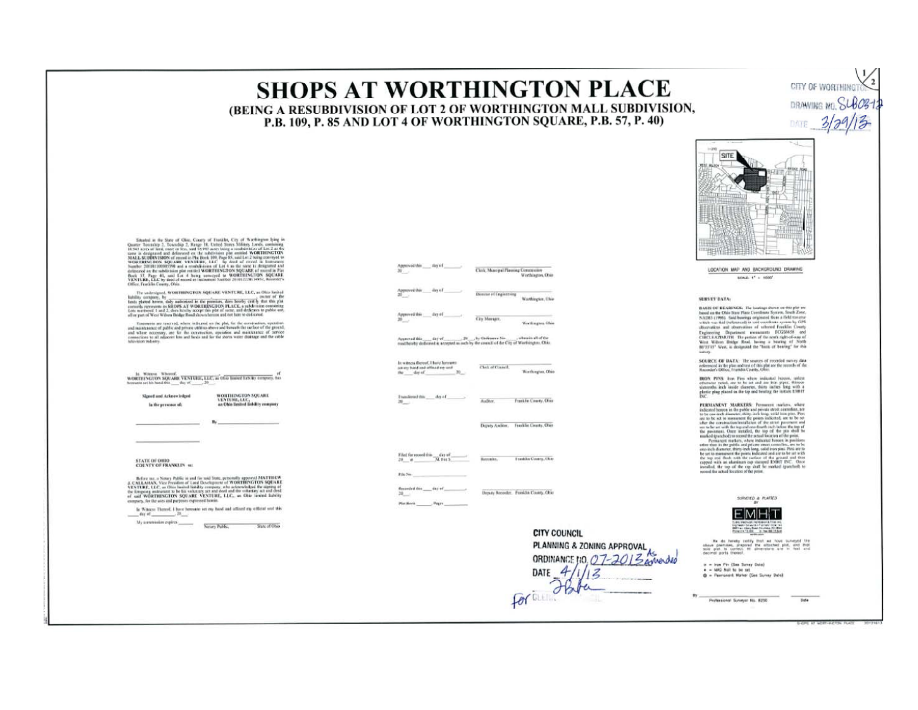# SHOPS AT WORTHINGTON PLACE

## (BEING A RESUBDIVISION OF LOT 2 OF WORTHINGTON MALL SUBDIVISION, P.B. 109, P. 85 AND LOT 4 OF WORTHINGTON SQUARE, P.B. 57, P. 40)

CITY OF WORTHINGTON
DRAWING NO. SUB03-13
DATE 3/29/13

Situated in the State of Ohio, County of Franklin, City of Worthington lying in Quarter Township 2, Township 2, Range 18, United States Military Lands, containing 18.993 acres of land, more or less, said 18.993 acres being a resubdivision of Lot 2 as the same is designated and delineated on the subdivision plat entitled WORTHINGTON MALL SUBDIVISION of record in Plat Book 109, Page 85, said Lot 2 being conveyed to WORTHINGTON SQUARE VENTURE, LLC by deed of record in Instrument Number 201001000005590 and a resubdivision of Lot 4 as the same is designated and delineated on the subdivision plat entitled WORTHINGTON SQUARE of record in Plat Book 57, Page 40, said Lot 4 being conveyed to WORTHINGTON SQUARE VENTURE, LLC by deed of record in Instrument Number 201012200174951, Recorder's Office, Franklin County, Ohio.

The undersigned, WORTHINGTON SQUARE VENTURE, LLC, an Ohio limited liability company, by ____________, owner of the lands platted herein, duly authorized in the premises, does hereby certify that this plat correctly represents its SHOPS AT WORTHINGTON PLACE, a subdivision containing Lots numbered 1 and 2, does hereby accept this plat of same, and dedicates to public use, all or part of West Wilson Bridge Road shown hereon and not here to dedicated.

Easements are reserved, where indicated on the plat, for the construction, operation and maintenance of public and private utilities above and beneath the surface of the ground, and where necessary, are for the construction, operation and maintenance of service connections to all adjacent lots and lands and for the storm water drainage and the cable television industry.

In Witness Whereof, ____________ of WORTHINGTON SQUARE VENTURE, LLC, an Ohio limited liability company, has hereunto set his hand this ___ day of ______, 20__.

Signed and Acknowledged In the presence of:

WORTHINGTON SQUARE VENTURE, LLC, an Ohio limited liability company

By ____________

STATE OF OHIO
COUNTY OF FRANKLIN ss:

Before me, a Notary Public in and for said State, personally appeared MATTHEW J. CALLAHAN, Vice President of Land Development of WORTHINGTON SQUARE VENTURE, LLC, an Ohio limited liability company, who acknowledged the signing of the foregoing instrument to be his voluntary act and deed and the voluntary act and deed of said WORTHINGTON SQUARE VENTURE, LLC, an Ohio limited liability company, for the uses and purposes expressed herein.

In Witness Thereof, I have hereunto set my hand and affixed my official seal this ___ day of ______, 20__.

My commission expires ______ Notary Public, State of Ohio

Approved this ___ day of ______, 20__ — Clerk, Municipal Planning Commission, Worthington, Ohio

Approved this ___ day of ______, 20__ — Director of Engineering, Worthington, Ohio

Approved this ___ day of ______, 20__ — City Manager, Worthington, Ohio

Approved this ___ day of ______, 20__, by Ordinance No. ____, wherein all of the road hereby dedicated is accepted as such by the council of the City of Worthington, Ohio.

In witness thereof, I have hereunto set my hand and affixed my seal this ___ day of ______, 20__. — Clerk of Council, Worthington, Ohio

Transferred this ___ day of ______, 20__ — Auditor, Franklin County, Ohio

Deputy Auditor, Franklin County, Ohio

Filed for record this ___ day of ______, 20__ at ___ M. Fee $____ — Recorder, Franklin County, Ohio

File No. ____________

Recorded this ___ day of ______, 20__ — Deputy Recorder, Franklin County, Ohio

Plat Book ______, Pages ______

LOCATION MAP AND BACKGROUND DRAWING
SCALE: 1" = 1000'

SURVEY DATA:

BASIS OF BEARINGS: The bearings shown on this plat are based on the Ohio State Plane Coordinate System, South Zone, NAD83 (1986). Said bearings originated from a field traverse which was tied (referenced) to said coordinate system by GPS observations and observations of selected Franklin County Engineering Department monuments FCGS6658 and CIRCLEAZIMUTH. The portion of the north right-of-way of West Wilson Bridge Road, having a bearing of North 86°33'33" West, is designated the "basis of bearing" for this survey.

SOURCE OF DATA: The sources of recorded survey data referenced in the plan and text of this plat are the records of the Recorder's Office, Franklin County, Ohio.

IRON PINS: Iron Pins where indicated hereon, unless otherwise noted, are to be set and are iron pipes, thirteen sixteenths inch inside diameter, thirty inches long with a plastic plug placed in the top end bearing the initials EMHT INC.

PERMANENT MARKERS: Permanent markers, where indicated hereon in the public and private street centerline, are to be one-inch diameter, thirty-inch long, solid iron pins. Pins are to be set to monument the points indicated, are to be set after the construction/installation of the street pavement and are to be set with the top end one-fourth inch below the top of the pavement. Once installed, the top of the pin shall be marked (punched) to record the actual location of the point.

Permanent markers, where indicated hereon in positions other than in the public and private street centerline, are to be one-inch diameter, thirty-inch long, solid iron pins. Pins are to be set to monument the points indicated and are to be set with the top end flush with the surface of the ground and then capped with an aluminum cap stamped EMHT INC. Once installed, the top of the cap shall be marked (punched) to record the actual location of the point.

SURVEYED & PLATTED BY

EMHT

We do hereby certify that we have surveyed the above premises, prepared the attached plat, and that said plat is correct. All dimensions are in feet and decimal parts thereof.

○ = Iron Pin (See Survey Data)
● = MAG Nail to be set
⊕ = Permanent Marker (See Survey Data)

By ____________ Professional Surveyor No. 8250 ______ Date

CITY COUNCIL
PLANNING & ZONING APPROVAL
ORDINANCE NO. 07-2013 As Amended
DATE 4/1/13
for CLERK OF COUNCIL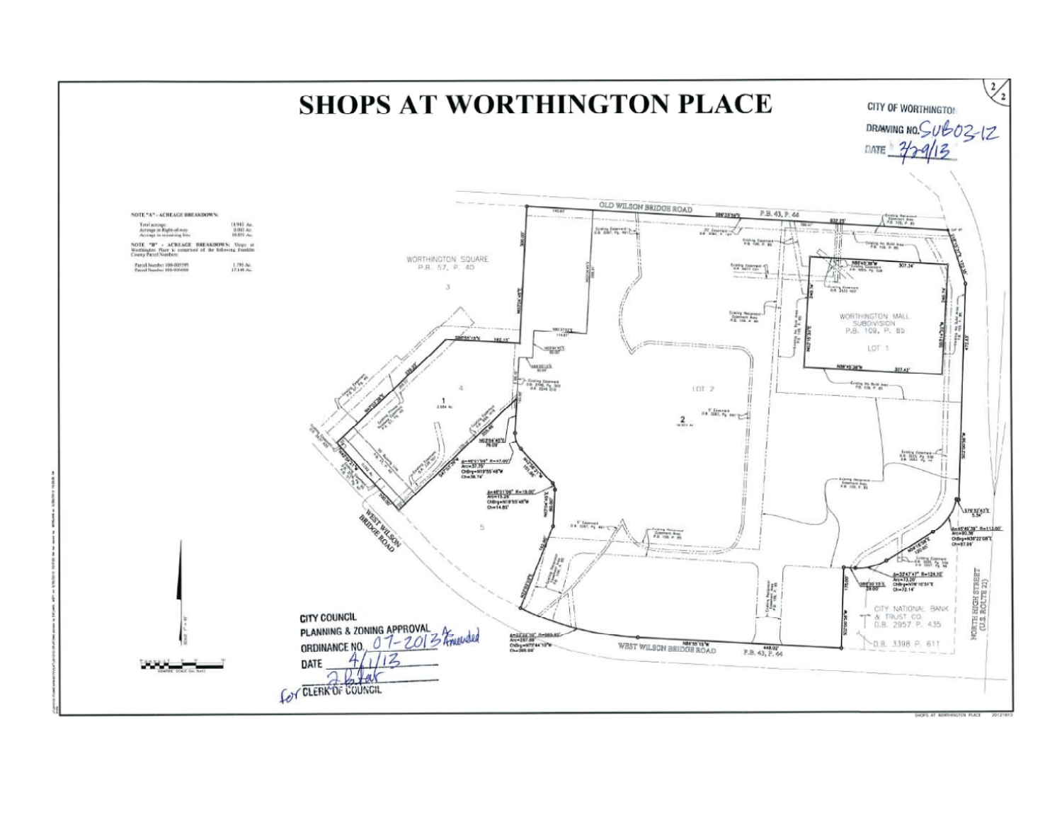# SHOPS AT WORTHINGTON PLACE

CITY OF WORTHINGTON
DRAWING NO. SUB03-12
DATE 3/29/13

NOTE "A" - ACREAGE BREAKDOWN:

| | |
|---|---|
| Total acreage | 18.943 Ac. |
| Acreage in Right-of-way | 0.092 Ac. |
| Acreage in remaining Site | 18.851 Ac. |

NOTE "B" - ACREAGE BREAKDOWN: Shops at Worthington Place is comprised of the following Franklin County Parcel Numbers:

| | |
|---|---|
| Parcel Number 100-005595 | 1.795 Ac. |
| Parcel Number 100-000000 | 17.148 Ac. |

OLD WILSON BRIDGE ROAD

P.B. 43, P. 44

WORTHINGTON SQUARE
P.B. 57, P. 40

WORTHINGTON MALL SUBDIVISION
P.B. 109, P. 85
LOT 1

LOT 2

WEST WILSON BRIDGE ROAD

WEST WILSON BRIDGE ROAD
P.B. 43, P. 44

CITY NATIONAL BANK & TRUST CO.
D.B. 2957 P. 435
D.B. 3398 P. 611

NORTH HIGH STREET (U.S. ROUTE 23)

CITY COUNCIL
PLANNING & ZONING APPROVAL
ORDINANCE NO. 07-2013 Amended
DATE 4/1/13
for CLERK OF COUNCIL

GRAPHIC SCALE (in feet)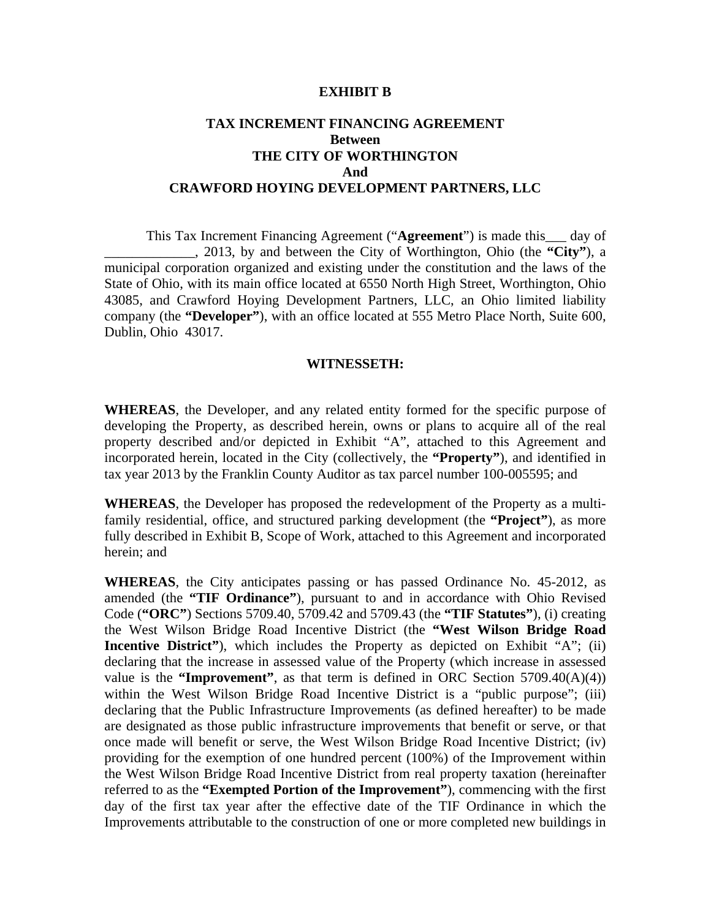**EXHIBIT B**

**TAX INCREMENT FINANCING AGREEMENT**
**Between**
**THE CITY OF WORTHINGTON**
**And**
**CRAWFORD HOYING DEVELOPMENT PARTNERS, LLC**

This Tax Increment Financing Agreement ("**Agreement**") is made this___ day of _____________, 2013, by and between the City of Worthington, Ohio (the **"City"**), a municipal corporation organized and existing under the constitution and the laws of the State of Ohio, with its main office located at 6550 North High Street, Worthington, Ohio 43085, and Crawford Hoying Development Partners, LLC, an Ohio limited liability company (the **"Developer"**), with an office located at 555 Metro Place North, Suite 600, Dublin, Ohio 43017.

**WITNESSETH:**

**WHEREAS**, the Developer, and any related entity formed for the specific purpose of developing the Property, as described herein, owns or plans to acquire all of the real property described and/or depicted in Exhibit "A", attached to this Agreement and incorporated herein, located in the City (collectively, the **"Property"**), and identified in tax year 2013 by the Franklin County Auditor as tax parcel number 100-005595; and

**WHEREAS**, the Developer has proposed the redevelopment of the Property as a multi-family residential, office, and structured parking development (the **"Project"**), as more fully described in Exhibit B, Scope of Work, attached to this Agreement and incorporated herein; and

**WHEREAS**, the City anticipates passing or has passed Ordinance No. 45-2012, as amended (the **"TIF Ordinance"**), pursuant to and in accordance with Ohio Revised Code (**"ORC"**) Sections 5709.40, 5709.42 and 5709.43 (the **"TIF Statutes"**), (i) creating the West Wilson Bridge Road Incentive District (the **"West Wilson Bridge Road Incentive District"**), which includes the Property as depicted on Exhibit "A"; (ii) declaring that the increase in assessed value of the Property (which increase in assessed value is the **"Improvement"**, as that term is defined in ORC Section 5709.40(A)(4)) within the West Wilson Bridge Road Incentive District is a "public purpose"; (iii) declaring that the Public Infrastructure Improvements (as defined hereafter) to be made are designated as those public infrastructure improvements that benefit or serve, or that once made will benefit or serve, the West Wilson Bridge Road Incentive District; (iv) providing for the exemption of one hundred percent (100%) of the Improvement within the West Wilson Bridge Road Incentive District from real property taxation (hereinafter referred to as the **"Exempted Portion of the Improvement"**), commencing with the first day of the first tax year after the effective date of the TIF Ordinance in which the Improvements attributable to the construction of one or more completed new buildings in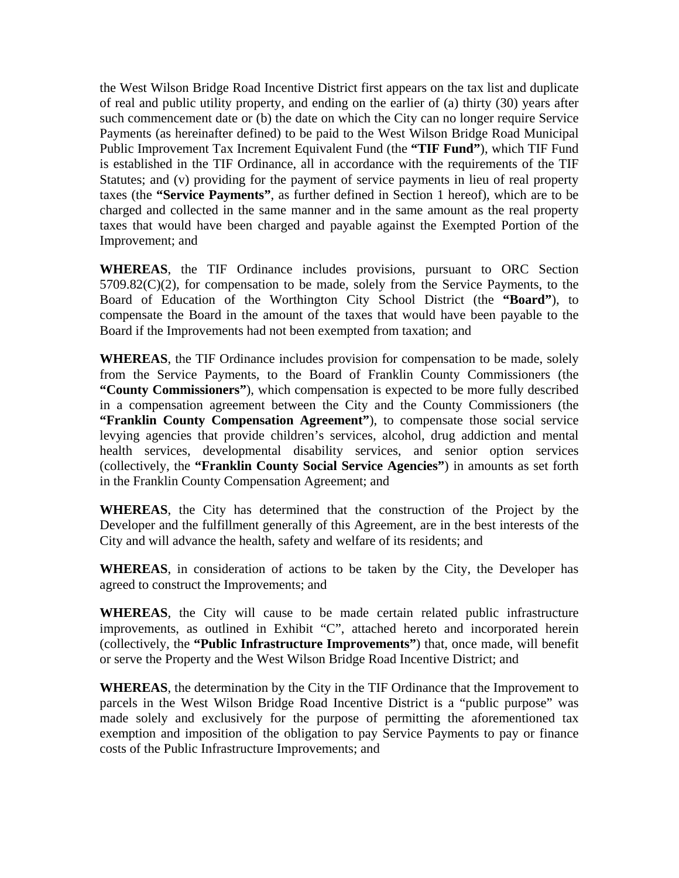the West Wilson Bridge Road Incentive District first appears on the tax list and duplicate of real and public utility property, and ending on the earlier of (a) thirty (30) years after such commencement date or (b) the date on which the City can no longer require Service Payments (as hereinafter defined) to be paid to the West Wilson Bridge Road Municipal Public Improvement Tax Increment Equivalent Fund (the **"TIF Fund"**), which TIF Fund is established in the TIF Ordinance, all in accordance with the requirements of the TIF Statutes; and (v) providing for the payment of service payments in lieu of real property taxes (the **"Service Payments"**, as further defined in Section 1 hereof), which are to be charged and collected in the same manner and in the same amount as the real property taxes that would have been charged and payable against the Exempted Portion of the Improvement; and

**WHEREAS**, the TIF Ordinance includes provisions, pursuant to ORC Section 5709.82(C)(2), for compensation to be made, solely from the Service Payments, to the Board of Education of the Worthington City School District (the **"Board"**), to compensate the Board in the amount of the taxes that would have been payable to the Board if the Improvements had not been exempted from taxation; and

**WHEREAS**, the TIF Ordinance includes provision for compensation to be made, solely from the Service Payments, to the Board of Franklin County Commissioners (the **"County Commissioners"**), which compensation is expected to be more fully described in a compensation agreement between the City and the County Commissioners (the **"Franklin County Compensation Agreement"**), to compensate those social service levying agencies that provide children's services, alcohol, drug addiction and mental health services, developmental disability services, and senior option services (collectively, the **"Franklin County Social Service Agencies"**) in amounts as set forth in the Franklin County Compensation Agreement; and

**WHEREAS**, the City has determined that the construction of the Project by the Developer and the fulfillment generally of this Agreement, are in the best interests of the City and will advance the health, safety and welfare of its residents; and

**WHEREAS**, in consideration of actions to be taken by the City, the Developer has agreed to construct the Improvements; and

**WHEREAS**, the City will cause to be made certain related public infrastructure improvements, as outlined in Exhibit "C", attached hereto and incorporated herein (collectively, the **"Public Infrastructure Improvements"**) that, once made, will benefit or serve the Property and the West Wilson Bridge Road Incentive District; and

**WHEREAS**, the determination by the City in the TIF Ordinance that the Improvement to parcels in the West Wilson Bridge Road Incentive District is a "public purpose" was made solely and exclusively for the purpose of permitting the aforementioned tax exemption and imposition of the obligation to pay Service Payments to pay or finance costs of the Public Infrastructure Improvements; and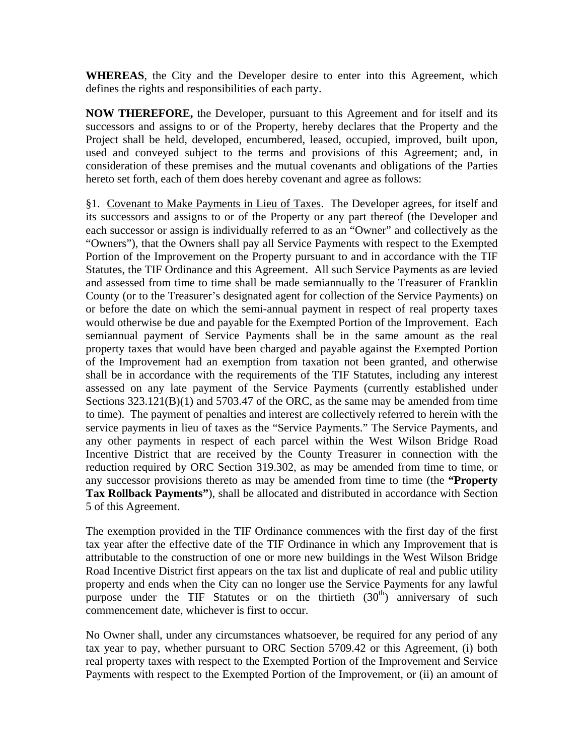**WHEREAS**, the City and the Developer desire to enter into this Agreement, which defines the rights and responsibilities of each party.

**NOW THEREFORE,** the Developer, pursuant to this Agreement and for itself and its successors and assigns to or of the Property, hereby declares that the Property and the Project shall be held, developed, encumbered, leased, occupied, improved, built upon, used and conveyed subject to the terms and provisions of this Agreement; and, in consideration of these premises and the mutual covenants and obligations of the Parties hereto set forth, each of them does hereby covenant and agree as follows:

§1. Covenant to Make Payments in Lieu of Taxes. The Developer agrees, for itself and its successors and assigns to or of the Property or any part thereof (the Developer and each successor or assign is individually referred to as an "Owner" and collectively as the "Owners"), that the Owners shall pay all Service Payments with respect to the Exempted Portion of the Improvement on the Property pursuant to and in accordance with the TIF Statutes, the TIF Ordinance and this Agreement. All such Service Payments as are levied and assessed from time to time shall be made semiannually to the Treasurer of Franklin County (or to the Treasurer's designated agent for collection of the Service Payments) on or before the date on which the semi-annual payment in respect of real property taxes would otherwise be due and payable for the Exempted Portion of the Improvement. Each semiannual payment of Service Payments shall be in the same amount as the real property taxes that would have been charged and payable against the Exempted Portion of the Improvement had an exemption from taxation not been granted, and otherwise shall be in accordance with the requirements of the TIF Statutes, including any interest assessed on any late payment of the Service Payments (currently established under Sections 323.121(B)(1) and 5703.47 of the ORC, as the same may be amended from time to time). The payment of penalties and interest are collectively referred to herein with the service payments in lieu of taxes as the "Service Payments." The Service Payments, and any other payments in respect of each parcel within the West Wilson Bridge Road Incentive District that are received by the County Treasurer in connection with the reduction required by ORC Section 319.302, as may be amended from time to time, or any successor provisions thereto as may be amended from time to time (the **"Property Tax Rollback Payments"**), shall be allocated and distributed in accordance with Section 5 of this Agreement.

The exemption provided in the TIF Ordinance commences with the first day of the first tax year after the effective date of the TIF Ordinance in which any Improvement that is attributable to the construction of one or more new buildings in the West Wilson Bridge Road Incentive District first appears on the tax list and duplicate of real and public utility property and ends when the City can no longer use the Service Payments for any lawful purpose under the TIF Statutes or on the thirtieth (30th) anniversary of such commencement date, whichever is first to occur.

No Owner shall, under any circumstances whatsoever, be required for any period of any tax year to pay, whether pursuant to ORC Section 5709.42 or this Agreement, (i) both real property taxes with respect to the Exempted Portion of the Improvement and Service Payments with respect to the Exempted Portion of the Improvement, or (ii) an amount of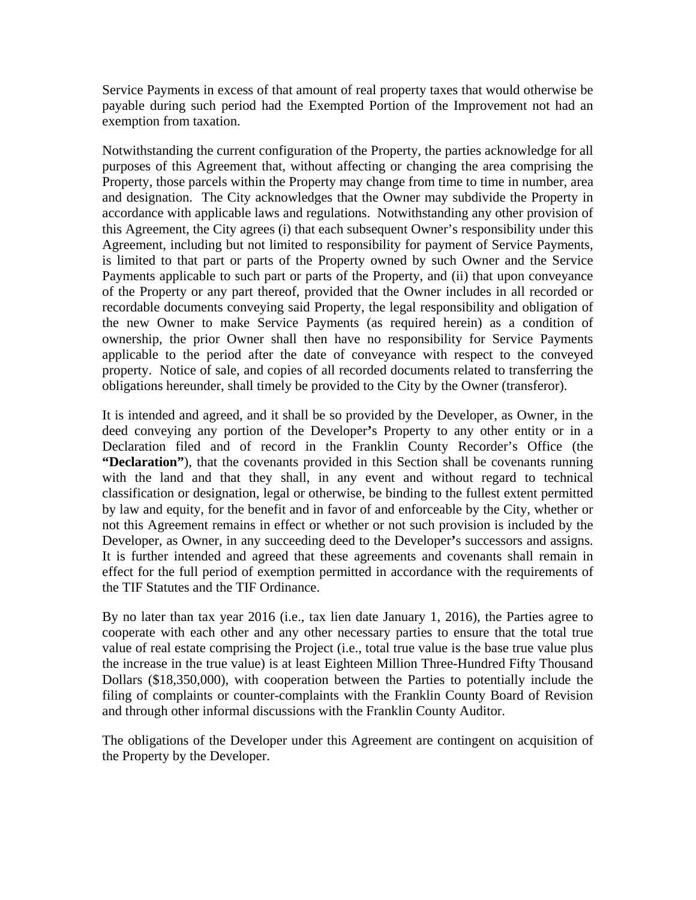Service Payments in excess of that amount of real property taxes that would otherwise be payable during such period had the Exempted Portion of the Improvement not had an exemption from taxation.

Notwithstanding the current configuration of the Property, the parties acknowledge for all purposes of this Agreement that, without affecting or changing the area comprising the Property, those parcels within the Property may change from time to time in number, area and designation. The City acknowledges that the Owner may subdivide the Property in accordance with applicable laws and regulations. Notwithstanding any other provision of this Agreement, the City agrees (i) that each subsequent Owner's responsibility under this Agreement, including but not limited to responsibility for payment of Service Payments, is limited to that part or parts of the Property owned by such Owner and the Service Payments applicable to such part or parts of the Property, and (ii) that upon conveyance of the Property or any part thereof, provided that the Owner includes in all recorded or recordable documents conveying said Property, the legal responsibility and obligation of the new Owner to make Service Payments (as required herein) as a condition of ownership, the prior Owner shall then have no responsibility for Service Payments applicable to the period after the date of conveyance with respect to the conveyed property. Notice of sale, and copies of all recorded documents related to transferring the obligations hereunder, shall timely be provided to the City by the Owner (transferor).

It is intended and agreed, and it shall be so provided by the Developer, as Owner, in the deed conveying any portion of the Developer's Property to any other entity or in a Declaration filed and of record in the Franklin County Recorder's Office (the **"Declaration"**), that the covenants provided in this Section shall be covenants running with the land and that they shall, in any event and without regard to technical classification or designation, legal or otherwise, be binding to the fullest extent permitted by law and equity, for the benefit and in favor of and enforceable by the City, whether or not this Agreement remains in effect or whether or not such provision is included by the Developer, as Owner, in any succeeding deed to the Developer's successors and assigns. It is further intended and agreed that these agreements and covenants shall remain in effect for the full period of exemption permitted in accordance with the requirements of the TIF Statutes and the TIF Ordinance.

By no later than tax year 2016 (i.e., tax lien date January 1, 2016), the Parties agree to cooperate with each other and any other necessary parties to ensure that the total true value of real estate comprising the Project (i.e., total true value is the base true value plus the increase in the true value) is at least Eighteen Million Three-Hundred Fifty Thousand Dollars ($18,350,000), with cooperation between the Parties to potentially include the filing of complaints or counter-complaints with the Franklin County Board of Revision and through other informal discussions with the Franklin County Auditor.

The obligations of the Developer under this Agreement are contingent on acquisition of the Property by the Developer.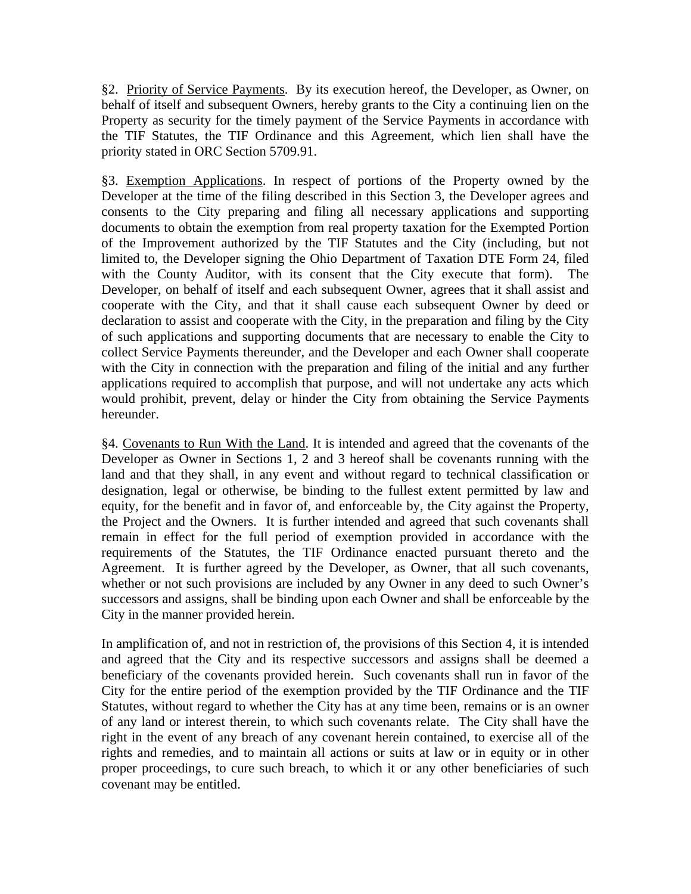§2. Priority of Service Payments. By its execution hereof, the Developer, as Owner, on behalf of itself and subsequent Owners, hereby grants to the City a continuing lien on the Property as security for the timely payment of the Service Payments in accordance with the TIF Statutes, the TIF Ordinance and this Agreement, which lien shall have the priority stated in ORC Section 5709.91.

§3. Exemption Applications. In respect of portions of the Property owned by the Developer at the time of the filing described in this Section 3, the Developer agrees and consents to the City preparing and filing all necessary applications and supporting documents to obtain the exemption from real property taxation for the Exempted Portion of the Improvement authorized by the TIF Statutes and the City (including, but not limited to, the Developer signing the Ohio Department of Taxation DTE Form 24, filed with the County Auditor, with its consent that the City execute that form). The Developer, on behalf of itself and each subsequent Owner, agrees that it shall assist and cooperate with the City, and that it shall cause each subsequent Owner by deed or declaration to assist and cooperate with the City, in the preparation and filing by the City of such applications and supporting documents that are necessary to enable the City to collect Service Payments thereunder, and the Developer and each Owner shall cooperate with the City in connection with the preparation and filing of the initial and any further applications required to accomplish that purpose, and will not undertake any acts which would prohibit, prevent, delay or hinder the City from obtaining the Service Payments hereunder.

§4. Covenants to Run With the Land. It is intended and agreed that the covenants of the Developer as Owner in Sections 1, 2 and 3 hereof shall be covenants running with the land and that they shall, in any event and without regard to technical classification or designation, legal or otherwise, be binding to the fullest extent permitted by law and equity, for the benefit and in favor of, and enforceable by, the City against the Property, the Project and the Owners. It is further intended and agreed that such covenants shall remain in effect for the full period of exemption provided in accordance with the requirements of the Statutes, the TIF Ordinance enacted pursuant thereto and the Agreement. It is further agreed by the Developer, as Owner, that all such covenants, whether or not such provisions are included by any Owner in any deed to such Owner's successors and assigns, shall be binding upon each Owner and shall be enforceable by the City in the manner provided herein.

In amplification of, and not in restriction of, the provisions of this Section 4, it is intended and agreed that the City and its respective successors and assigns shall be deemed a beneficiary of the covenants provided herein. Such covenants shall run in favor of the City for the entire period of the exemption provided by the TIF Ordinance and the TIF Statutes, without regard to whether the City has at any time been, remains or is an owner of any land or interest therein, to which such covenants relate. The City shall have the right in the event of any breach of any covenant herein contained, to exercise all of the rights and remedies, and to maintain all actions or suits at law or in equity or in other proper proceedings, to cure such breach, to which it or any other beneficiaries of such covenant may be entitled.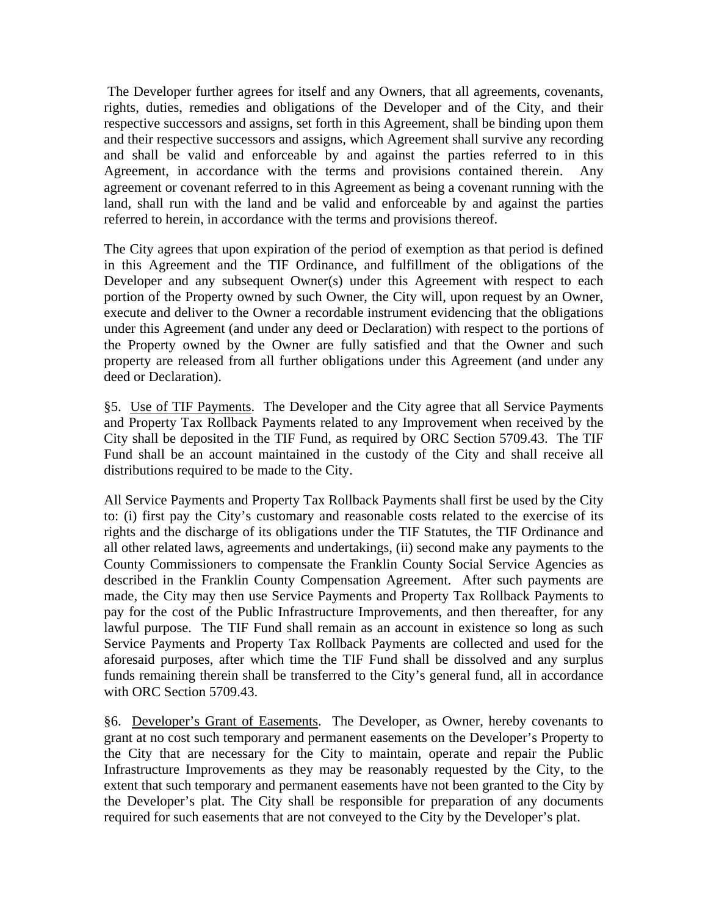The Developer further agrees for itself and any Owners, that all agreements, covenants, rights, duties, remedies and obligations of the Developer and of the City, and their respective successors and assigns, set forth in this Agreement, shall be binding upon them and their respective successors and assigns, which Agreement shall survive any recording and shall be valid and enforceable by and against the parties referred to in this Agreement, in accordance with the terms and provisions contained therein. Any agreement or covenant referred to in this Agreement as being a covenant running with the land, shall run with the land and be valid and enforceable by and against the parties referred to herein, in accordance with the terms and provisions thereof.

The City agrees that upon expiration of the period of exemption as that period is defined in this Agreement and the TIF Ordinance, and fulfillment of the obligations of the Developer and any subsequent Owner(s) under this Agreement with respect to each portion of the Property owned by such Owner, the City will, upon request by an Owner, execute and deliver to the Owner a recordable instrument evidencing that the obligations under this Agreement (and under any deed or Declaration) with respect to the portions of the Property owned by the Owner are fully satisfied and that the Owner and such property are released from all further obligations under this Agreement (and under any deed or Declaration).

§5. <u>Use of TIF Payments</u>. The Developer and the City agree that all Service Payments and Property Tax Rollback Payments related to any Improvement when received by the City shall be deposited in the TIF Fund, as required by ORC Section 5709.43. The TIF Fund shall be an account maintained in the custody of the City and shall receive all distributions required to be made to the City.

All Service Payments and Property Tax Rollback Payments shall first be used by the City to: (i) first pay the City's customary and reasonable costs related to the exercise of its rights and the discharge of its obligations under the TIF Statutes, the TIF Ordinance and all other related laws, agreements and undertakings, (ii) second make any payments to the County Commissioners to compensate the Franklin County Social Service Agencies as described in the Franklin County Compensation Agreement. After such payments are made, the City may then use Service Payments and Property Tax Rollback Payments to pay for the cost of the Public Infrastructure Improvements, and then thereafter, for any lawful purpose. The TIF Fund shall remain as an account in existence so long as such Service Payments and Property Tax Rollback Payments are collected and used for the aforesaid purposes, after which time the TIF Fund shall be dissolved and any surplus funds remaining therein shall be transferred to the City's general fund, all in accordance with ORC Section 5709.43.

§6. <u>Developer's Grant of Easements</u>. The Developer, as Owner, hereby covenants to grant at no cost such temporary and permanent easements on the Developer's Property to the City that are necessary for the City to maintain, operate and repair the Public Infrastructure Improvements as they may be reasonably requested by the City, to the extent that such temporary and permanent easements have not been granted to the City by the Developer's plat. The City shall be responsible for preparation of any documents required for such easements that are not conveyed to the City by the Developer's plat.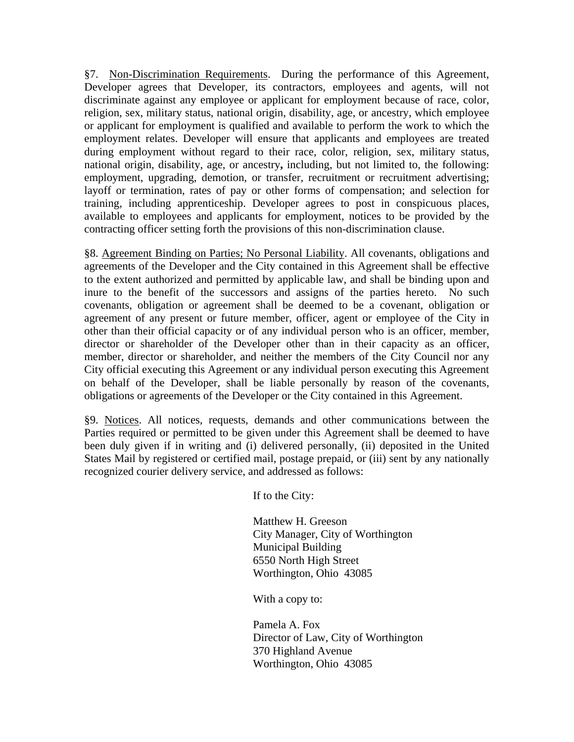§7. <u>Non-Discrimination Requirements</u>. During the performance of this Agreement, Developer agrees that Developer, its contractors, employees and agents, will not discriminate against any employee or applicant for employment because of race, color, religion, sex, military status, national origin, disability, age, or ancestry, which employee or applicant for employment is qualified and available to perform the work to which the employment relates. Developer will ensure that applicants and employees are treated during employment without regard to their race, color, religion, sex, military status, national origin, disability, age, or ancestry**,** including, but not limited to, the following: employment, upgrading, demotion, or transfer, recruitment or recruitment advertising; layoff or termination, rates of pay or other forms of compensation; and selection for training, including apprenticeship. Developer agrees to post in conspicuous places, available to employees and applicants for employment, notices to be provided by the contracting officer setting forth the provisions of this non-discrimination clause.

§8. <u>Agreement Binding on Parties; No Personal Liability</u>. All covenants, obligations and agreements of the Developer and the City contained in this Agreement shall be effective to the extent authorized and permitted by applicable law, and shall be binding upon and inure to the benefit of the successors and assigns of the parties hereto. No such covenants, obligation or agreement shall be deemed to be a covenant, obligation or agreement of any present or future member, officer, agent or employee of the City in other than their official capacity or of any individual person who is an officer, member, director or shareholder of the Developer other than in their capacity as an officer, member, director or shareholder, and neither the members of the City Council nor any City official executing this Agreement or any individual person executing this Agreement on behalf of the Developer, shall be liable personally by reason of the covenants, obligations or agreements of the Developer or the City contained in this Agreement.

§9. <u>Notices</u>. All notices, requests, demands and other communications between the Parties required or permitted to be given under this Agreement shall be deemed to have been duly given if in writing and (i) delivered personally, (ii) deposited in the United States Mail by registered or certified mail, postage prepaid, or (iii) sent by any nationally recognized courier delivery service, and addressed as follows:

If to the City:

Matthew H. Greeson
City Manager, City of Worthington
Municipal Building
6550 North High Street
Worthington, Ohio 43085

With a copy to:

Pamela A. Fox
Director of Law, City of Worthington
370 Highland Avenue
Worthington, Ohio 43085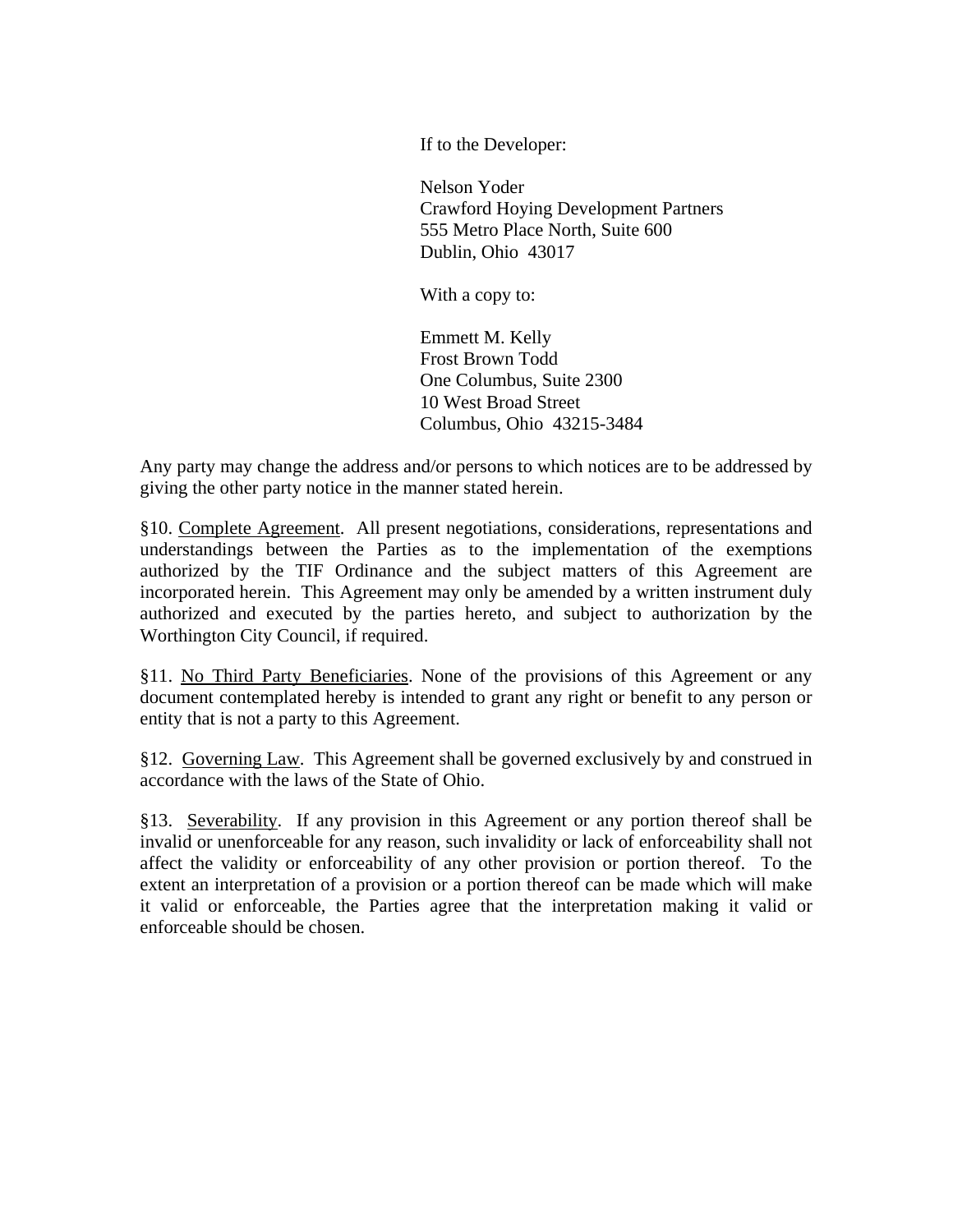If to the Developer:

Nelson Yoder
Crawford Hoying Development Partners
555 Metro Place North, Suite 600
Dublin, Ohio 43017

With a copy to:

Emmett M. Kelly
Frost Brown Todd
One Columbus, Suite 2300
10 West Broad Street
Columbus, Ohio 43215-3484

Any party may change the address and/or persons to which notices are to be addressed by giving the other party notice in the manner stated herein.

§10. Complete Agreement. All present negotiations, considerations, representations and understandings between the Parties as to the implementation of the exemptions authorized by the TIF Ordinance and the subject matters of this Agreement are incorporated herein. This Agreement may only be amended by a written instrument duly authorized and executed by the parties hereto, and subject to authorization by the Worthington City Council, if required.

§11. No Third Party Beneficiaries. None of the provisions of this Agreement or any document contemplated hereby is intended to grant any right or benefit to any person or entity that is not a party to this Agreement.

§12. Governing Law. This Agreement shall be governed exclusively by and construed in accordance with the laws of the State of Ohio.

§13. Severability. If any provision in this Agreement or any portion thereof shall be invalid or unenforceable for any reason, such invalidity or lack of enforceability shall not affect the validity or enforceability of any other provision or portion thereof. To the extent an interpretation of a provision or a portion thereof can be made which will make it valid or enforceable, the Parties agree that the interpretation making it valid or enforceable should be chosen.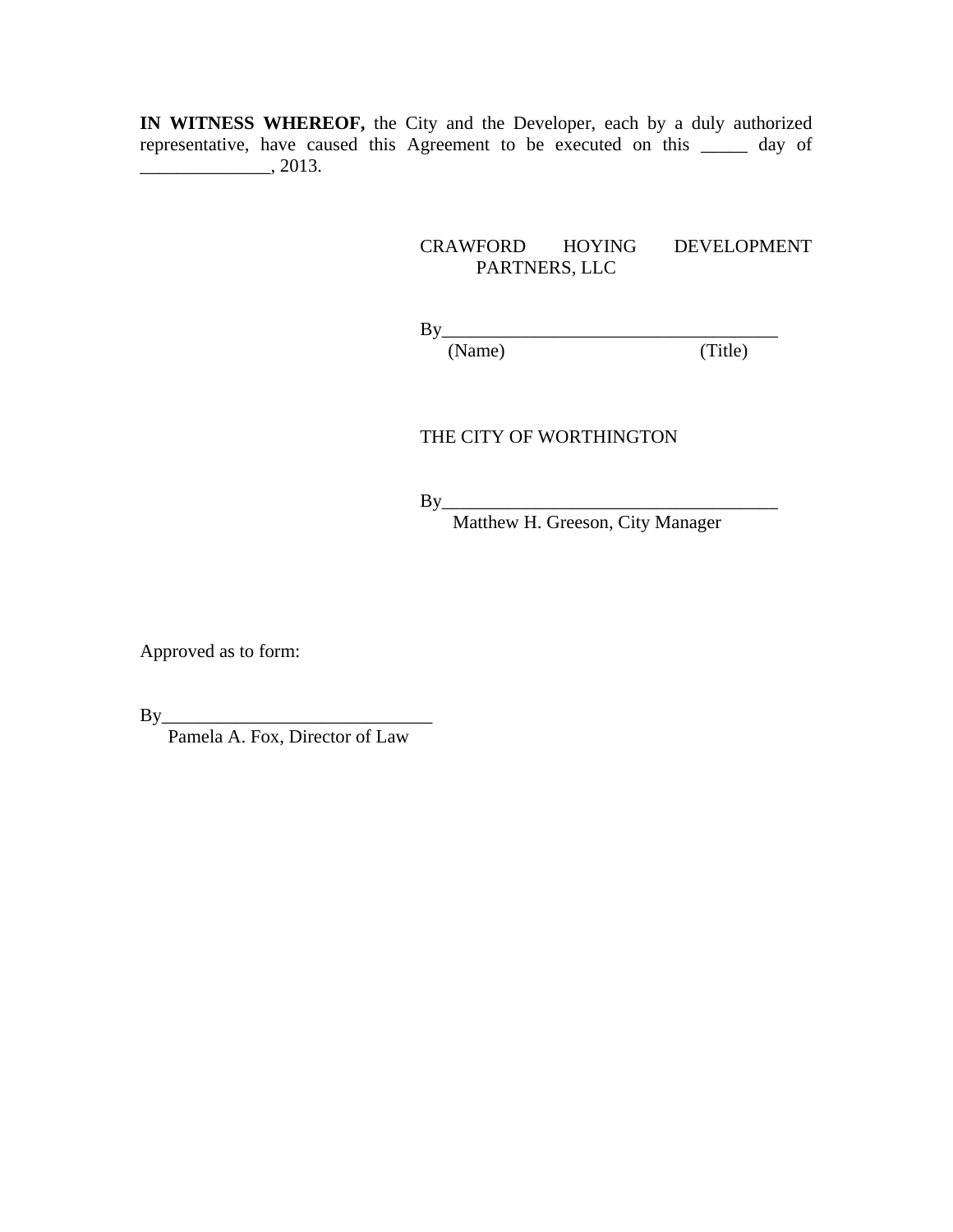**IN WITNESS WHEREOF,** the City and the Developer, each by a duly authorized representative, have caused this Agreement to be executed on this _____ day of ______________, 2013.

CRAWFORD HOYING DEVELOPMENT PARTNERS, LLC

By_____________________________________
(Name) (Title)

THE CITY OF WORTHINGTON

By_____________________________________
Matthew H. Greeson, City Manager

Approved as to form:

By_____________________________
Pamela A. Fox, Director of Law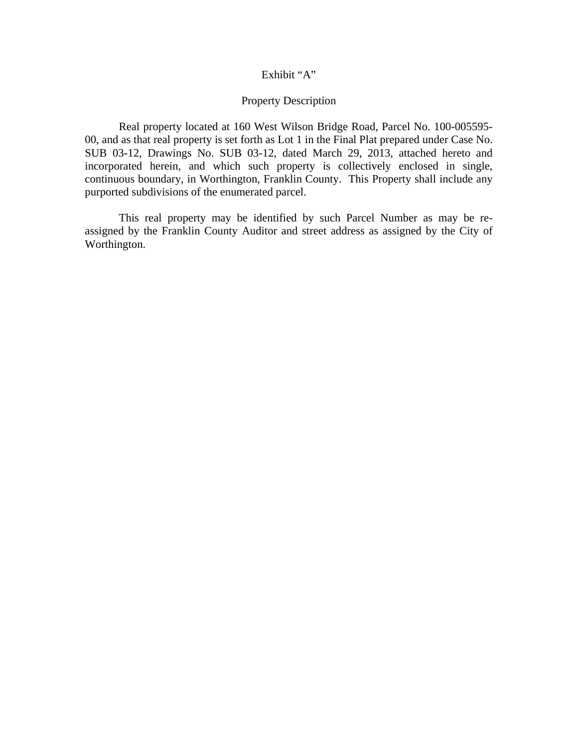# Exhibit "A"

## Property Description

Real property located at 160 West Wilson Bridge Road, Parcel No. 100-005595-00, and as that real property is set forth as Lot 1 in the Final Plat prepared under Case No. SUB 03-12, Drawings No. SUB 03-12, dated March 29, 2013, attached hereto and incorporated herein, and which such property is collectively enclosed in single, continuous boundary, in Worthington, Franklin County. This Property shall include any purported subdivisions of the enumerated parcel.

This real property may be identified by such Parcel Number as may be re-assigned by the Franklin County Auditor and street address as assigned by the City of Worthington.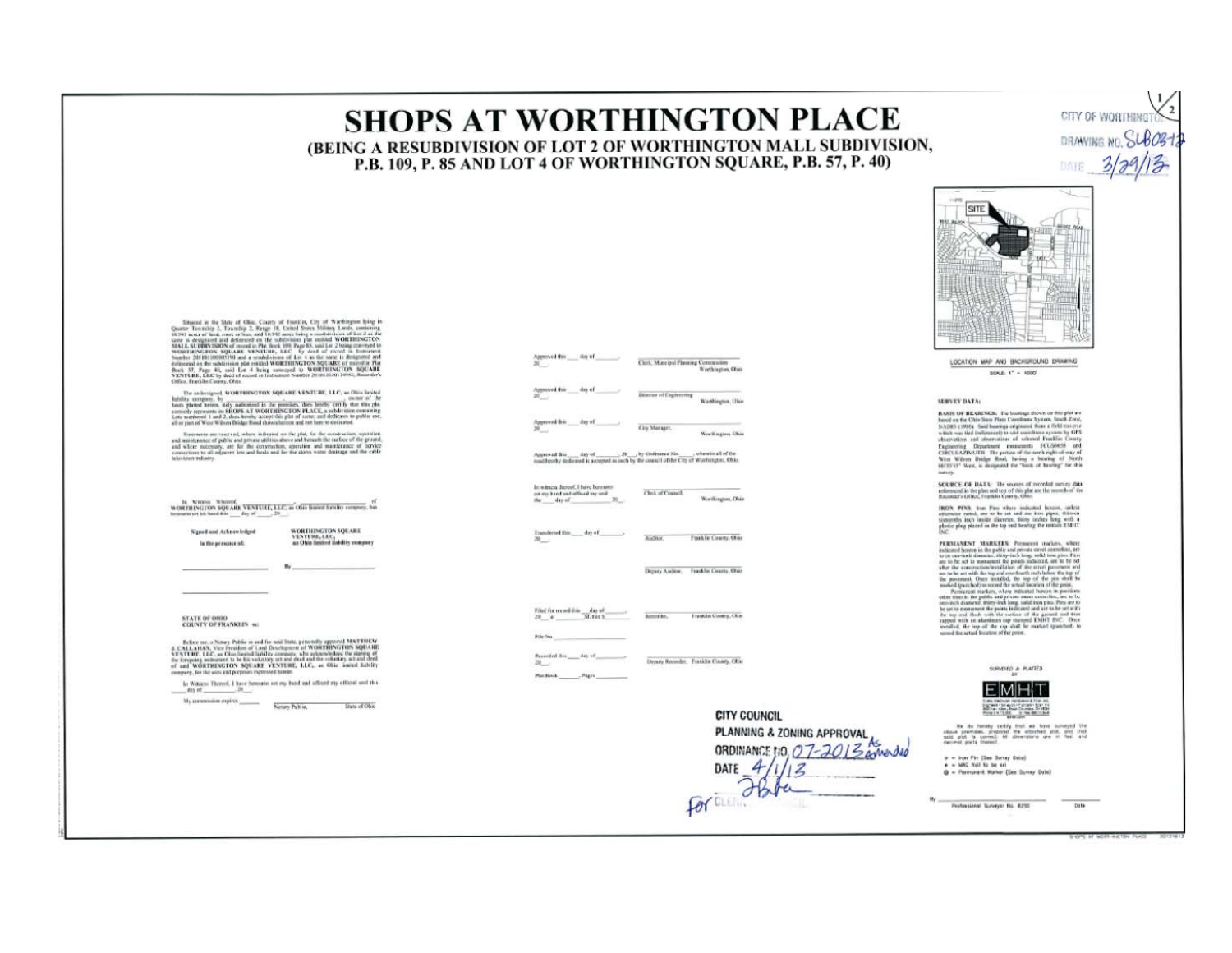# SHOPS AT WORTHINGTON PLACE

## (BEING A RESUBDIVISION OF LOT 2 OF WORTHINGTON MALL SUBDIVISION, P.B. 109, P. 85 AND LOT 4 OF WORTHINGTON SQUARE, P.B. 57, P. 40)

CITY OF WORTHINGTON
DRAWING NO. SUB03-12
DATE 3/29/13

1/2

Situated in the State of Ohio, County of Franklin, City of Worthington lying in Quarter Township 2, Township 2, Range 18, United States Military Lands, containing 18.593 acres of land, more or less, said 18.593 acres being a resubdivision of Lot 2 as the same is designated and delineated on the subdivision plat entitled WORTHINGTON MALL SUBDIVISION of record in Plat Book 109, Page 85, said Lot 2 being conveyed to WORTHINGTON SQUARE VENTURE, LLC by deed of record in Instrument Number 201001000003590 and a resubdivision of Lot 4 as the same is designated and delineated on the subdivision plat entitled WORTHINGTON SQUARE of record in Plat Book 57, Page 40, said Lot 4 being conveyed to WORTHINGTON SQUARE VENTURE, LLC by deed of record in Instrument Number 201012200174952, Recorder's Office, Franklin County, Ohio.

The undersigned, WORTHINGTON SQUARE VENTURE, LLC, an Ohio limited liability company, by ______________, owner of the lands platted herein, duly authorized in the premises, does hereby certify that this plat correctly represents its SHOPS AT WORTHINGTON PLACE, a subdivision containing Lots numbered 1 and 2, does hereby accept this plat of same, and dedicates to public use, all or part of West Wilson Bridge Road shown hereon and not here to dedicated.

Easements are reserved, where indicated on the plat, for the construction, operation and maintenance of public and private utilities above and beneath the surface of the ground, and where necessary, are for the construction, operation and maintenance of service connections to all adjacent lots and lands and for the storm water drainage and the cable television industry.

In Witness Whereof, ______________ of WORTHINGTON SQUARE VENTURE, LLC, an Ohio limited liability company, has hereunto set his hand this ___ day of ______, 20__.

Signed and Acknowledged In the presence of:

WORTHINGTON SQUARE VENTURE, LLC, an Ohio limited liability company

______________ By ______________

______________

STATE OF OHIO
COUNTY OF FRANKLIN ss:

Before me, a Notary Public in and for said State, personally appeared MATTHEW J. CALLAHAN, Vice President of Land Development of WORTHINGTON SQUARE VENTURE, LLC, an Ohio limited liability company, who acknowledged the signing of the foregoing instrument to be his voluntary act and deed and the voluntary act and deed of said WORTHINGTON SQUARE VENTURE, LLC, an Ohio limited liability company, for the uses and purposes expressed herein.

In Witness Thereof, I have hereunto set my hand and affixed my official seal this ___ day of ______, 20__.

My commission expires ______ Notary Public, State of Ohio

Approved this ___ day of ______, 20__. ______________ Clerk, Municipal Planning Commission Worthington, Ohio

Approved this ___ day of ______, 20__. ______________ Director of Engineering Worthington, Ohio

Approved this ___ day of ______, 20__. ______________ City Manager, Worthington, Ohio

Approved this ___ day of ______, 20__, by Ordinance No. ____, wherein all of the road hereby dedicated is accepted as such by the council of the City of Worthington, Ohio.

In witness thereof, I have hereunto set my hand and affixed my seal this ___ day of ______, 20__. ______________ Clerk of Council, Worthington, Ohio

Transferred this ___ day of ______, 20__. ______________ Auditor, Franklin County, Ohio

______________ Deputy Auditor, Franklin County, Ohio

Filed for record this ___ day of ______, 20__ at ___ M. Fee $____ ______________ Recorder, Franklin County, Ohio

File No. ______________

Recorded this ___ day of ______, 20__. ______________ Deputy Recorder, Franklin County, Ohio

Plat Book ______, Pages ______

**CITY COUNCIL**
**PLANNING & ZONING APPROVAL**
ORDINANCE NO. 07-2013 As Amended
DATE 4/1/13
for CLERK OF COUNCIL

LOCATION MAP AND BACKGROUND DRAWING
SCALE: 1" = 1000'

**SURVEY DATA:**

**BASIS OF BEARINGS:** The bearings shown on this plat are based on the Ohio State Plane Coordinate System, South Zone, NAD83 (1986). Said bearings originated from a field traverse which was tied (referenced) to said coordinate system by GPS observations and observations of selected Franklin County Engineering Department monuments FCGS6658 and CIRCLEAZIMUTH. The portion of the north right-of-way of West Wilson Bridge Road, having a bearing of North 86°33'33" West, is designated the "basis of bearing" for this survey.

**SOURCE OF DATA:** The sources of recorded survey data referenced in the plan and text of this plat are the records of the Recorder's Office, Franklin County, Ohio.

**IRON PINS:** Iron Pins where indicated hereon, unless otherwise noted, are to be set and are iron pipes, thirteen sixteenths inch inside diameter, thirty inches long with a plastic plug placed in the top end bearing the initials EMHT INC.

**PERMANENT MARKERS:** Permanent markers, where indicated hereon in the public and private street centerline, are to be one-inch diameter, thirty-inch long, solid iron pins. Pins are to be set to monument the points indicated, are to be set after the construction/installation of the street pavement and are to be set with the top end one-fourth inch below the top of the pavement. Once installed, the top of the pin shall be marked (punched) to record the actual location of the point.

Permanent markers, where indicated hereon in positions other than in the public and private street centerline, are to be one-inch diameter, thirty-inch long, solid iron pins. Pins are to be set to monument the points indicated and are to be set with the top end flush with the surface of the ground and then capped with an aluminum cap stamped EMHT INC. Once installed, the top of the cap shall be marked (punched) to record the actual location of the point.

SURVEYED & PLATTED BY

EMHT

We do hereby certify that we have surveyed the above premises, prepared the attached plat, and that said plat is correct. All dimensions are in feet and decimal parts thereof.

○ = Iron Pin (See Survey Data)
● = MAG Nail to be set
⊕ = Permanent Marker (See Survey Data)

By ______________ Professional Surveyor No. 8250 ______ Date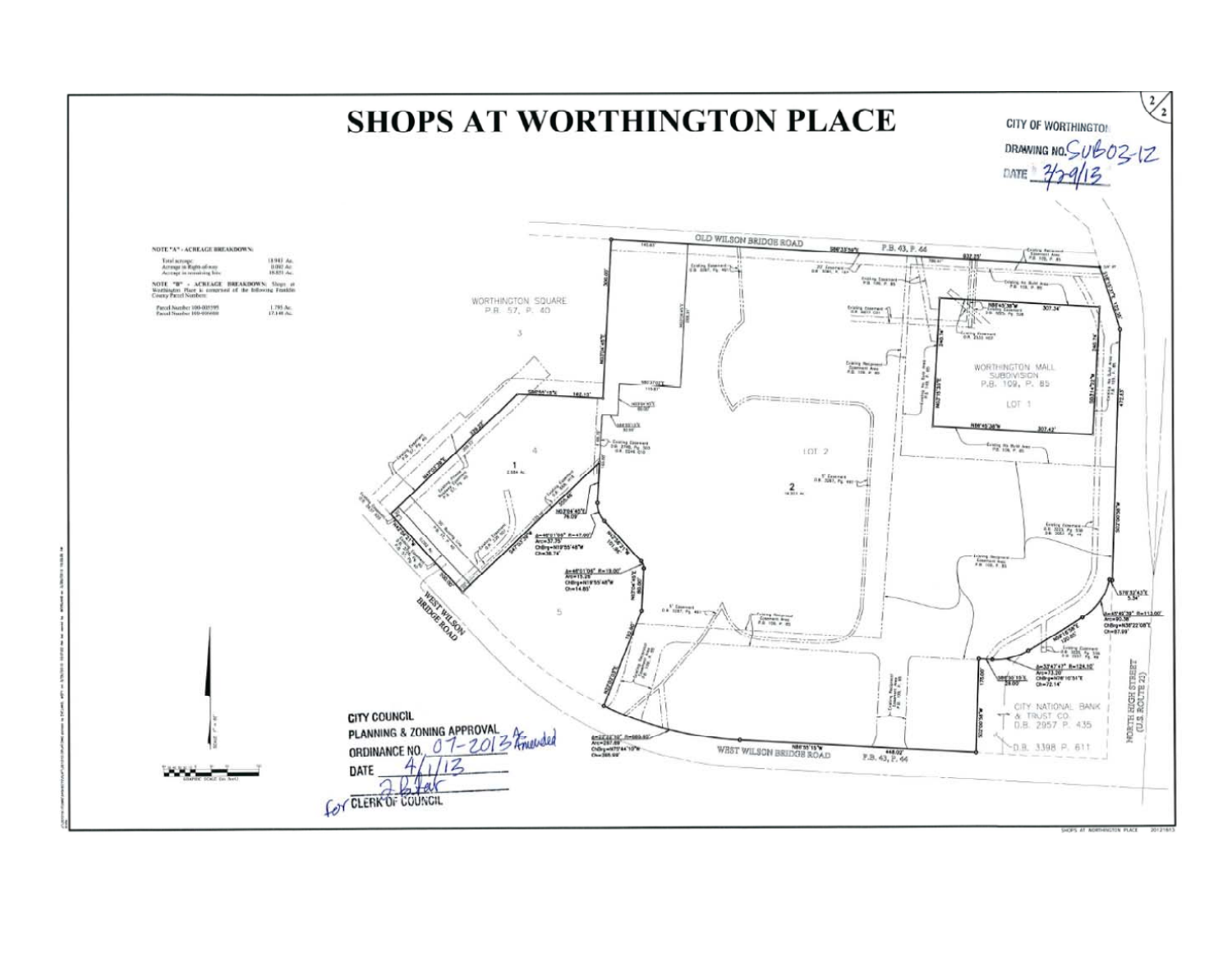# SHOPS AT WORTHINGTON PLACE

CITY OF WORTHINGTON
DRAWING NO. SUB03-12
DATE 3/29/13

NOTE "A" - ACREAGE BREAKDOWN:

| | |
|---|---|
| Total acreage | 18.943 Ac. |
| Acreage in Right-of-way | 0.092 Ac. |
| Acreage in remaining Site | 18.851 Ac. |

NOTE "B" - ACREAGE BREAKDOWN: Shops at Worthington Place is comprised of the following Franklin County Parcel Numbers:

| | |
|---|---|
| Parcel Number 100-005595 | 1.795 Ac. |
| Parcel Number 100-000000 | 17.148 Ac. |

OLD WILSON BRIDGE ROAD

P.B. 43, P. 44

WORTHINGTON SQUARE
P.B. 57, P. 40

WORTHINGTON MALL SUBDIVISION
P.B. 109, P. 85
LOT 1

LOT 2

WEST WILSON BRIDGE ROAD

CITY NATIONAL BANK & TRUST CO.
D.B. 2957 P. 435

D.B. 3398 P. 611

NORTH HIGH STREET (U.S. ROUTE 23)

CITY COUNCIL
PLANNING & ZONING APPROVAL
ORDINANCE NO. 07-2013 Amended
DATE 4/1/13
for CLERK OF COUNCIL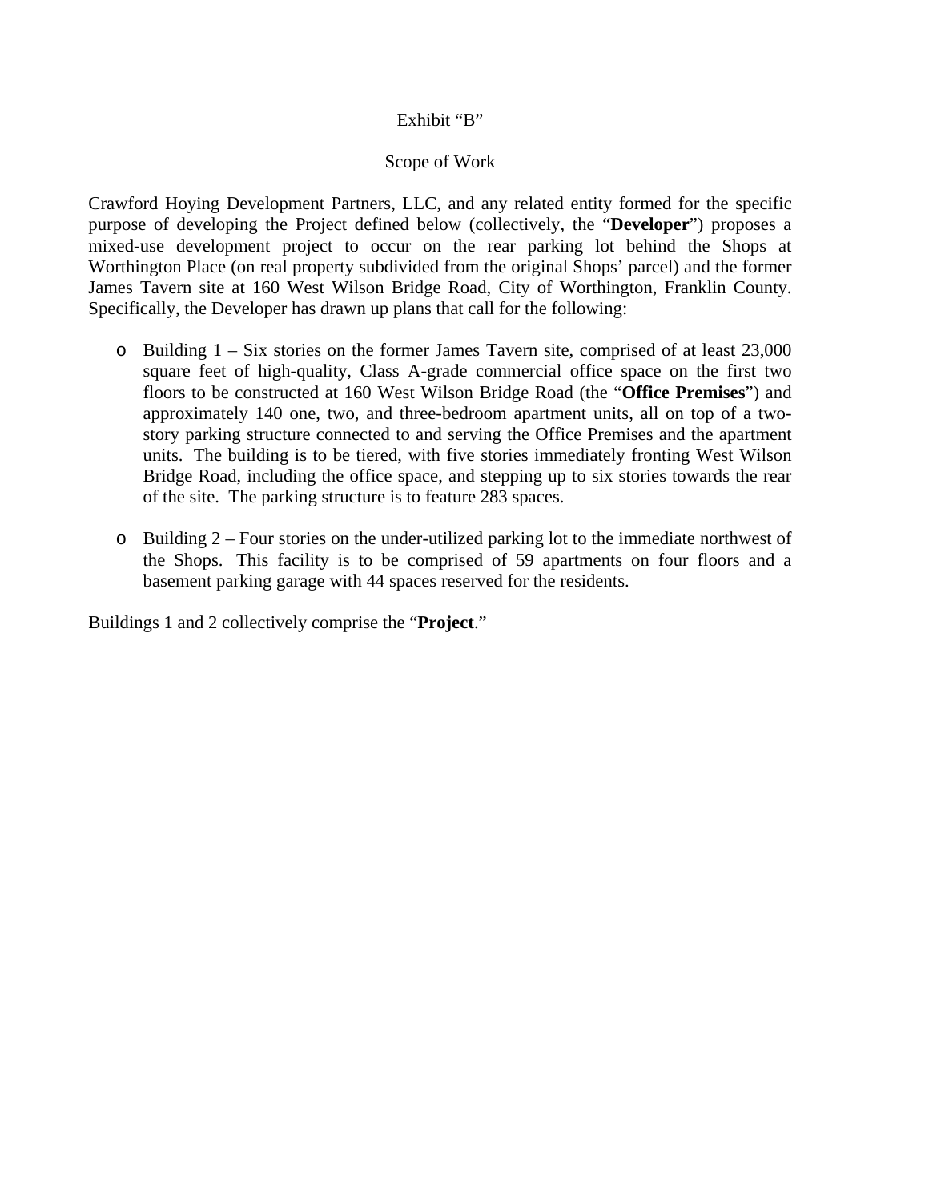Exhibit “B”

Scope of Work

Crawford Hoying Development Partners, LLC, and any related entity formed for the specific purpose of developing the Project defined below (collectively, the “**Developer**”) proposes a mixed-use development project to occur on the rear parking lot behind the Shops at Worthington Place (on real property subdivided from the original Shops’ parcel) and the former James Tavern site at 160 West Wilson Bridge Road, City of Worthington, Franklin County. Specifically, the Developer has drawn up plans that call for the following:

- Building 1 – Six stories on the former James Tavern site, comprised of at least 23,000 square feet of high-quality, Class A-grade commercial office space on the first two floors to be constructed at 160 West Wilson Bridge Road (the “**Office Premises**”) and approximately 140 one, two, and three-bedroom apartment units, all on top of a two-story parking structure connected to and serving the Office Premises and the apartment units. The building is to be tiered, with five stories immediately fronting West Wilson Bridge Road, including the office space, and stepping up to six stories towards the rear of the site. The parking structure is to feature 283 spaces.

- Building 2 – Four stories on the under-utilized parking lot to the immediate northwest of the Shops. This facility is to be comprised of 59 apartments on four floors and a basement parking garage with 44 spaces reserved for the residents.

Buildings 1 and 2 collectively comprise the “**Project**.”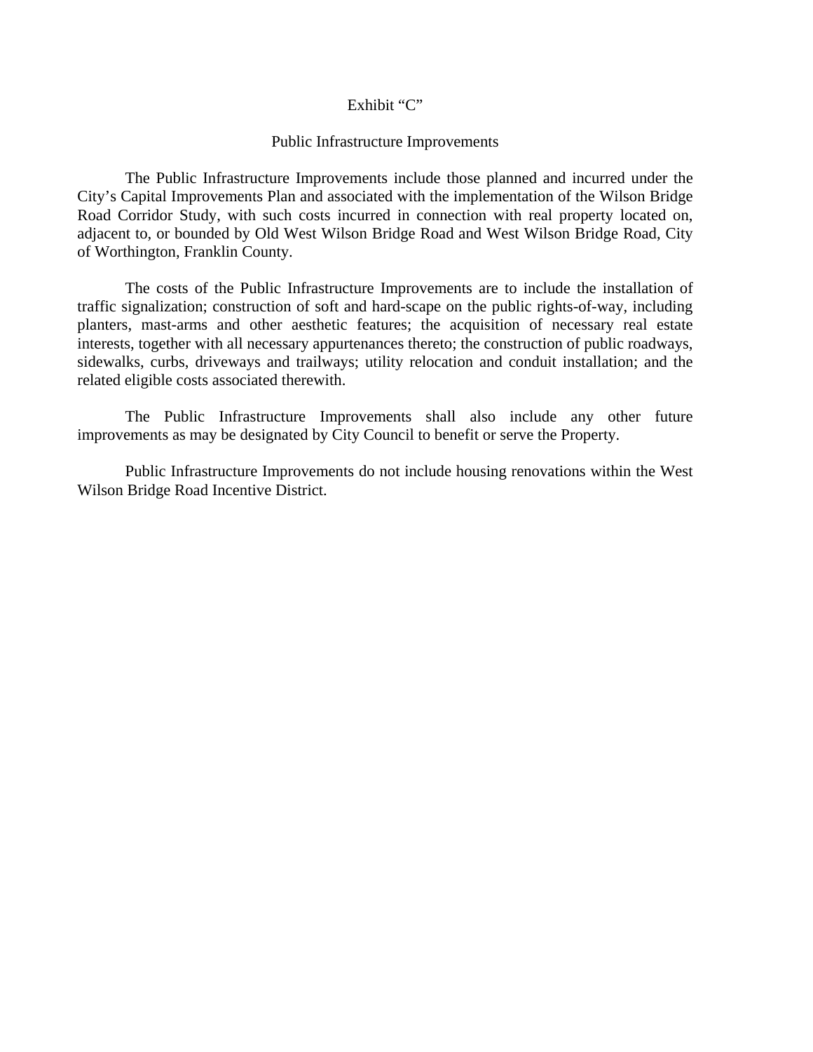Exhibit “C”

Public Infrastructure Improvements

The Public Infrastructure Improvements include those planned and incurred under the City’s Capital Improvements Plan and associated with the implementation of the Wilson Bridge Road Corridor Study, with such costs incurred in connection with real property located on, adjacent to, or bounded by Old West Wilson Bridge Road and West Wilson Bridge Road, City of Worthington, Franklin County.

The costs of the Public Infrastructure Improvements are to include the installation of traffic signalization; construction of soft and hard-scape on the public rights-of-way, including planters, mast-arms and other aesthetic features; the acquisition of necessary real estate interests, together with all necessary appurtenances thereto; the construction of public roadways, sidewalks, curbs, driveways and trailways; utility relocation and conduit installation; and the related eligible costs associated therewith.

The Public Infrastructure Improvements shall also include any other future improvements as may be designated by City Council to benefit or serve the Property.

Public Infrastructure Improvements do not include housing renovations within the West Wilson Bridge Road Incentive District.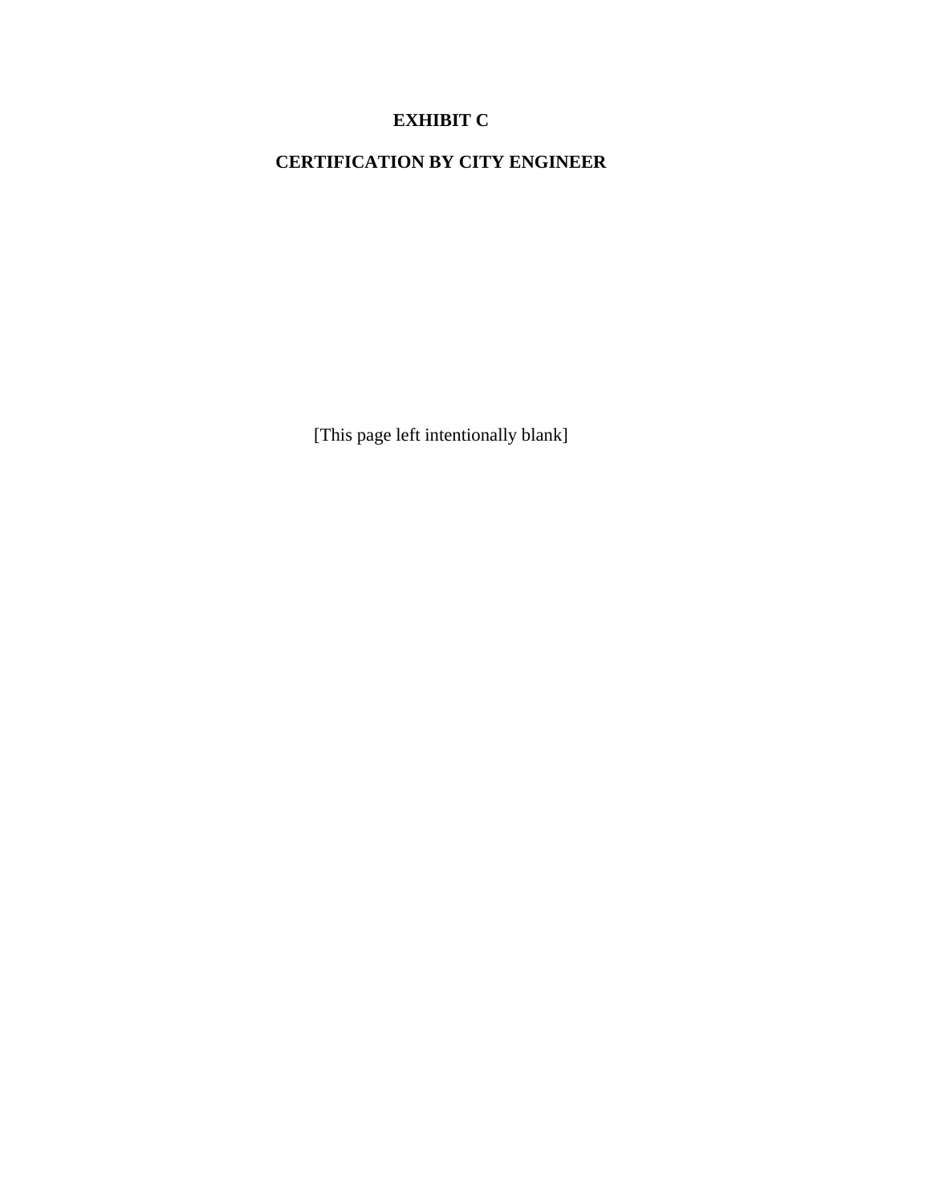# EXHIBIT C

## CERTIFICATION BY CITY ENGINEER

[This page left intentionally blank]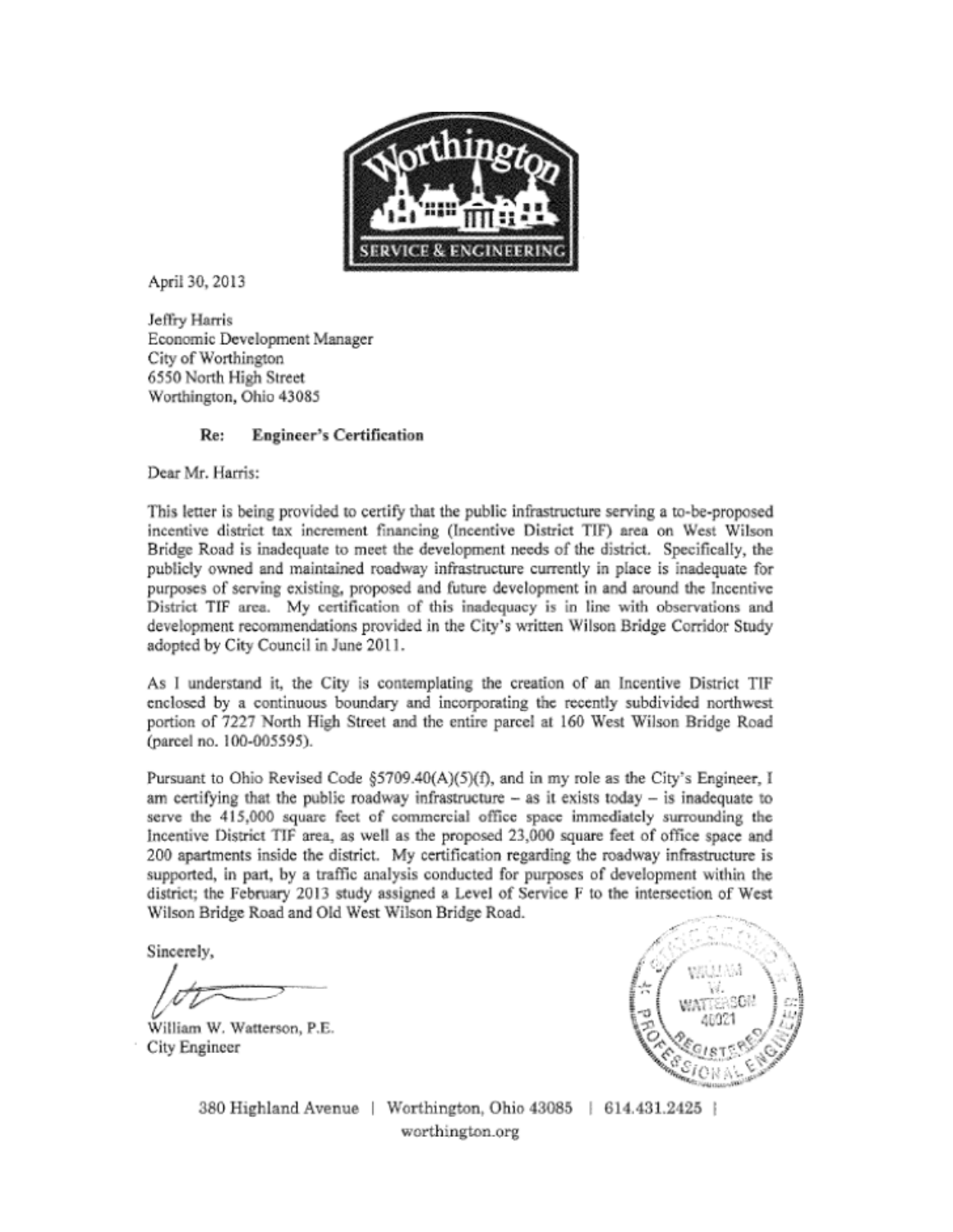Worthington SERVICE & ENGINEERING

April 30, 2013

Jeffry Harris
Economic Development Manager
City of Worthington
6550 North High Street
Worthington, Ohio 43085

**Re: Engineer's Certification**

Dear Mr. Harris:

This letter is being provided to certify that the public infrastructure serving a to-be-proposed incentive district tax increment financing (Incentive District TIF) area on West Wilson Bridge Road is inadequate to meet the development needs of the district. Specifically, the publicly owned and maintained roadway infrastructure currently in place is inadequate for purposes of serving existing, proposed and future development in and around the Incentive District TIF area. My certification of this inadequacy is in line with observations and development recommendations provided in the City's written Wilson Bridge Corridor Study adopted by City Council in June 2011.

As I understand it, the City is contemplating the creation of an Incentive District TIF enclosed by a continuous boundary and incorporating the recently subdivided northwest portion of 7227 North High Street and the entire parcel at 160 West Wilson Bridge Road (parcel no. 100-005595).

Pursuant to Ohio Revised Code §5709.40(A)(5)(f), and in my role as the City's Engineer, I am certifying that the public roadway infrastructure – as it exists today – is inadequate to serve the 415,000 square feet of commercial office space immediately surrounding the Incentive District TIF area, as well as the proposed 23,000 square feet of office space and 200 apartments inside the district. My certification regarding the roadway infrastructure is supported, in part, by a traffic analysis conducted for purposes of development within the district; the February 2013 study assigned a Level of Service F to the intersection of West Wilson Bridge Road and Old West Wilson Bridge Road.

Sincerely,

William W. Watterson, P.E.
City Engineer

380 Highland Avenue | Worthington, Ohio 43085 | 614.431.2425 |
worthington.org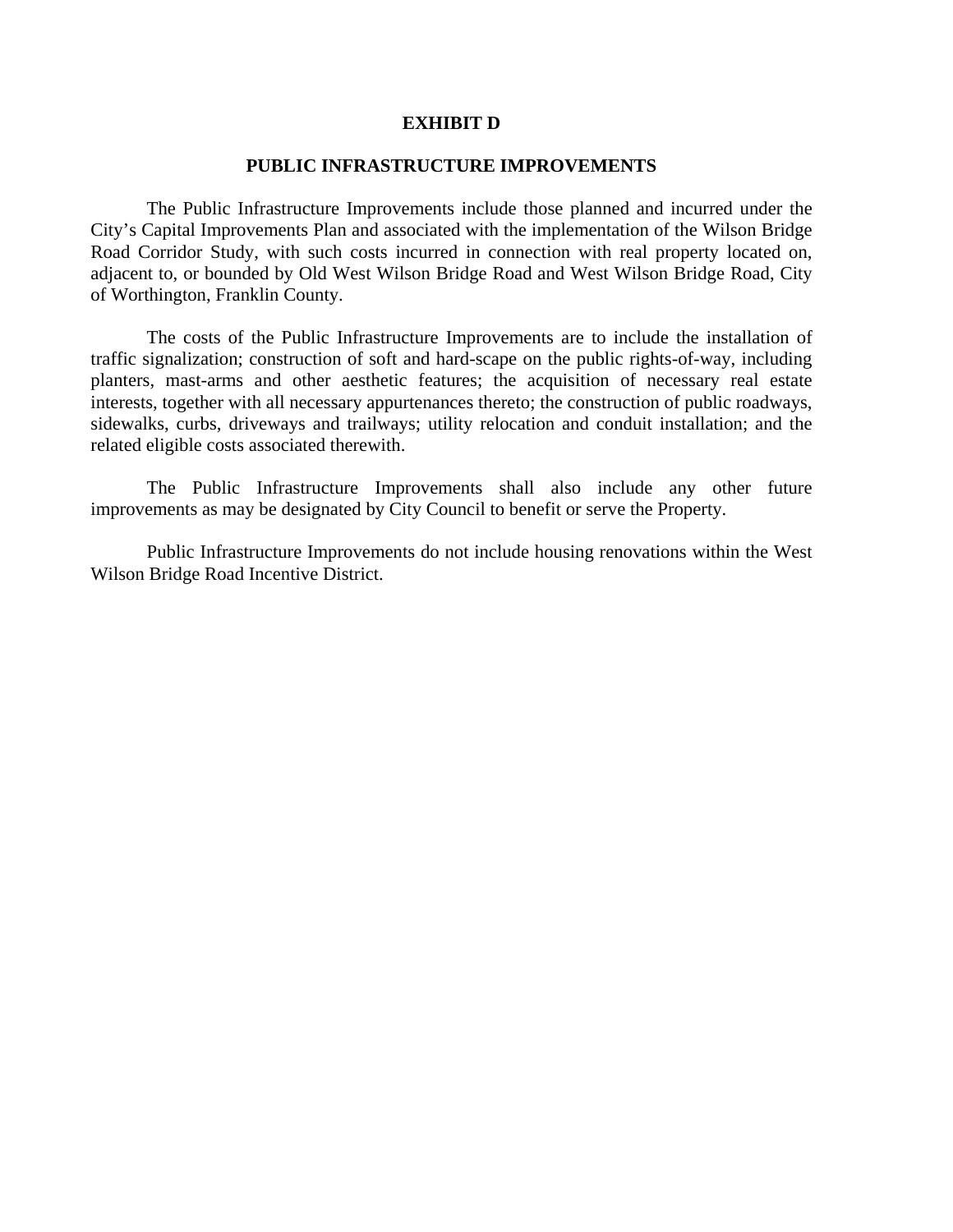# EXHIBIT D

## PUBLIC INFRASTRUCTURE IMPROVEMENTS

The Public Infrastructure Improvements include those planned and incurred under the City's Capital Improvements Plan and associated with the implementation of the Wilson Bridge Road Corridor Study, with such costs incurred in connection with real property located on, adjacent to, or bounded by Old West Wilson Bridge Road and West Wilson Bridge Road, City of Worthington, Franklin County.

The costs of the Public Infrastructure Improvements are to include the installation of traffic signalization; construction of soft and hard-scape on the public rights-of-way, including planters, mast-arms and other aesthetic features; the acquisition of necessary real estate interests, together with all necessary appurtenances thereto; the construction of public roadways, sidewalks, curbs, driveways and trailways; utility relocation and conduit installation; and the related eligible costs associated therewith.

The Public Infrastructure Improvements shall also include any other future improvements as may be designated by City Council to benefit or serve the Property.

Public Infrastructure Improvements do not include housing renovations within the West Wilson Bridge Road Incentive District.